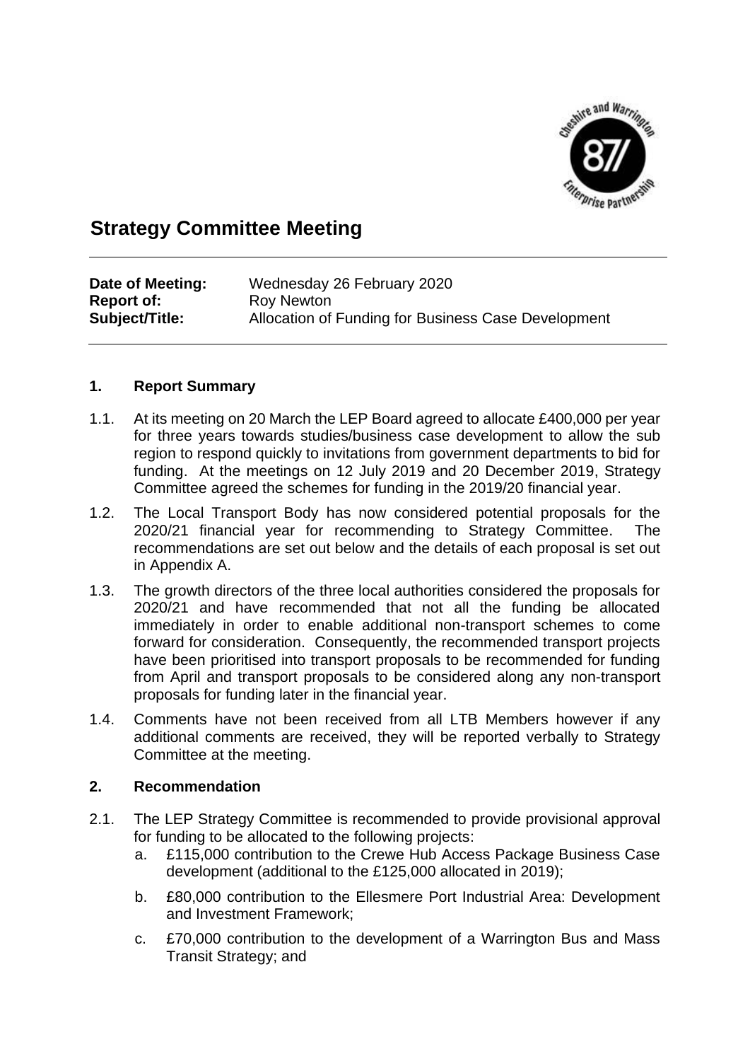# Strategy Committee Meeting

**Date of Meeting:** Wednesday 26 February 2020
**Report of:** Roy Newton
**Subject/Title:** Allocation of Funding for Business Case Development

## 1. Report Summary

1.1. At its meeting on 20 March the LEP Board agreed to allocate £400,000 per year for three years towards studies/business case development to allow the sub region to respond quickly to invitations from government departments to bid for funding. At the meetings on 12 July 2019 and 20 December 2019, Strategy Committee agreed the schemes for funding in the 2019/20 financial year.

1.2. The Local Transport Body has now considered potential proposals for the 2020/21 financial year for recommending to Strategy Committee. The recommendations are set out below and the details of each proposal is set out in Appendix A.

1.3. The growth directors of the three local authorities considered the proposals for 2020/21 and have recommended that not all the funding be allocated immediately in order to enable additional non-transport schemes to come forward for consideration. Consequently, the recommended transport projects have been prioritised into transport proposals to be recommended for funding from April and transport proposals to be considered along any non-transport proposals for funding later in the financial year.

1.4. Comments have not been received from all LTB Members however if any additional comments are received, they will be reported verbally to Strategy Committee at the meeting.

## 2. Recommendation

2.1. The LEP Strategy Committee is recommended to provide provisional approval for funding to be allocated to the following projects:

a. £115,000 contribution to the Crewe Hub Access Package Business Case development (additional to the £125,000 allocated in 2019);

b. £80,000 contribution to the Ellesmere Port Industrial Area: Development and Investment Framework;

c. £70,000 contribution to the development of a Warrington Bus and Mass Transit Strategy; and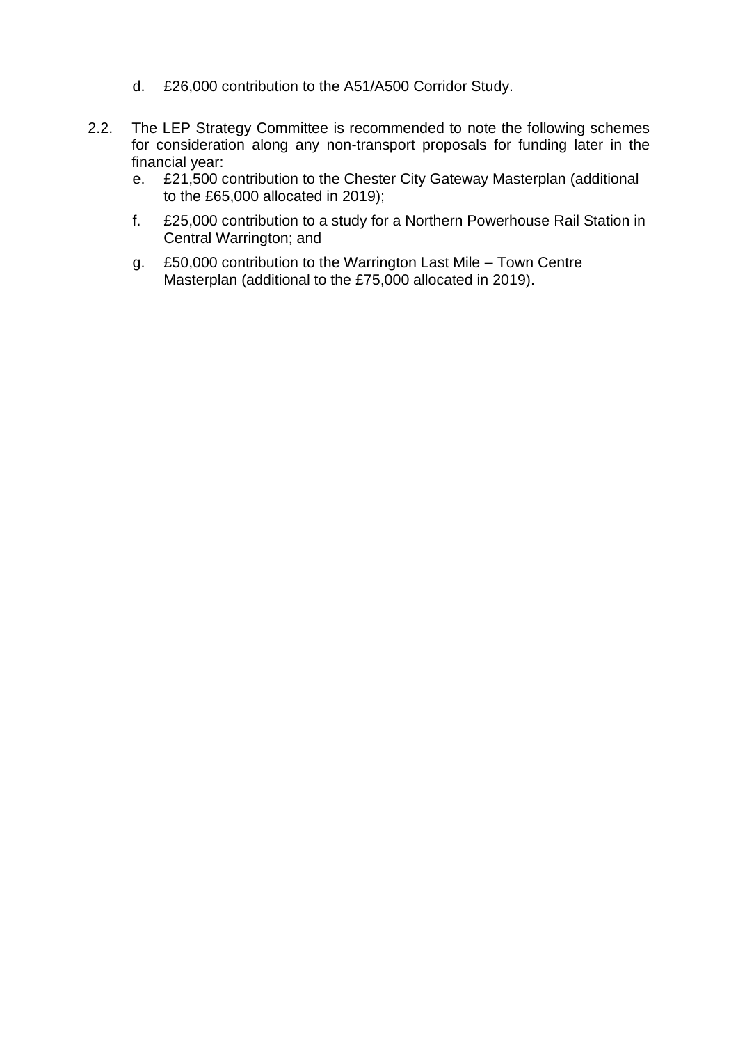d. £26,000 contribution to the A51/A500 Corridor Study.

2.2. The LEP Strategy Committee is recommended to note the following schemes for consideration along any non-transport proposals for funding later in the financial year:

e. £21,500 contribution to the Chester City Gateway Masterplan (additional to the £65,000 allocated in 2019);

f. £25,000 contribution to a study for a Northern Powerhouse Rail Station in Central Warrington; and

g. £50,000 contribution to the Warrington Last Mile – Town Centre Masterplan (additional to the £75,000 allocated in 2019).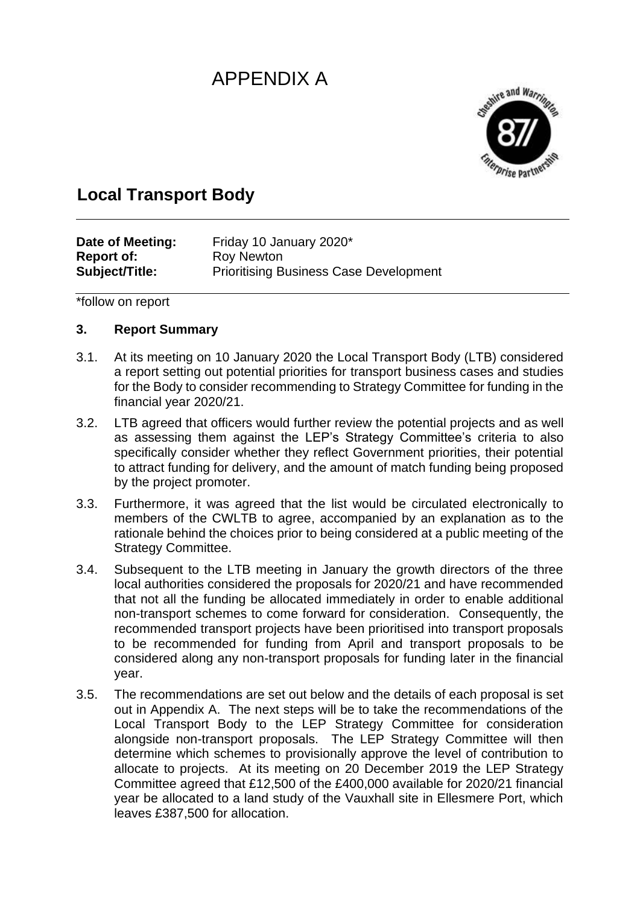# APPENDIX A

## Local Transport Body

| | |
|---|---|
| **Date of Meeting:** | Friday 10 January 2020* |
| **Report of:** | Roy Newton |
| **Subject/Title:** | Prioritising Business Case Development |

*follow on report

### 3. Report Summary

3.1. At its meeting on 10 January 2020 the Local Transport Body (LTB) considered a report setting out potential priorities for transport business cases and studies for the Body to consider recommending to Strategy Committee for funding in the financial year 2020/21.

3.2. LTB agreed that officers would further review the potential projects and as well as assessing them against the LEP's Strategy Committee's criteria to also specifically consider whether they reflect Government priorities, their potential to attract funding for delivery, and the amount of match funding being proposed by the project promoter.

3.3. Furthermore, it was agreed that the list would be circulated electronically to members of the CWLTB to agree, accompanied by an explanation as to the rationale behind the choices prior to being considered at a public meeting of the Strategy Committee.

3.4. Subsequent to the LTB meeting in January the growth directors of the three local authorities considered the proposals for 2020/21 and have recommended that not all the funding be allocated immediately in order to enable additional non-transport schemes to come forward for consideration. Consequently, the recommended transport projects have been prioritised into transport proposals to be recommended for funding from April and transport proposals to be considered along any non-transport proposals for funding later in the financial year.

3.5. The recommendations are set out below and the details of each proposal is set out in Appendix A. The next steps will be to take the recommendations of the Local Transport Body to the LEP Strategy Committee for consideration alongside non-transport proposals. The LEP Strategy Committee will then determine which schemes to provisionally approve the level of contribution to allocate to projects. At its meeting on 20 December 2019 the LEP Strategy Committee agreed that £12,500 of the £400,000 available for 2020/21 financial year be allocated to a land study of the Vauxhall site in Ellesmere Port, which leaves £387,500 for allocation.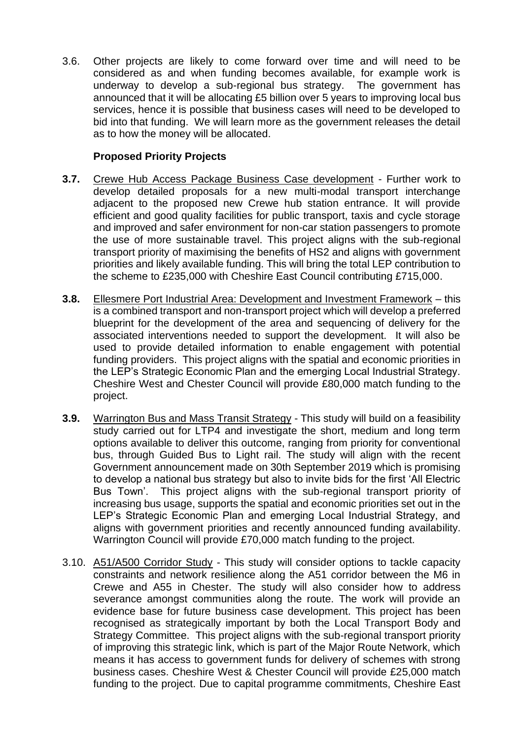3.6. Other projects are likely to come forward over time and will need to be considered as and when funding becomes available, for example work is underway to develop a sub-regional bus strategy. The government has announced that it will be allocating £5 billion over 5 years to improving local bus services, hence it is possible that business cases will need to be developed to bid into that funding. We will learn more as the government releases the detail as to how the money will be allocated.

**Proposed Priority Projects**

**3.7.** Crewe Hub Access Package Business Case development - Further work to develop detailed proposals for a new multi-modal transport interchange adjacent to the proposed new Crewe hub station entrance. It will provide efficient and good quality facilities for public transport, taxis and cycle storage and improved and safer environment for non-car station passengers to promote the use of more sustainable travel. This project aligns with the sub-regional transport priority of maximising the benefits of HS2 and aligns with government priorities and likely available funding. This will bring the total LEP contribution to the scheme to £235,000 with Cheshire East Council contributing £715,000.

**3.8.** Ellesmere Port Industrial Area: Development and Investment Framework – this is a combined transport and non-transport project which will develop a preferred blueprint for the development of the area and sequencing of delivery for the associated interventions needed to support the development. It will also be used to provide detailed information to enable engagement with potential funding providers. This project aligns with the spatial and economic priorities in the LEP's Strategic Economic Plan and the emerging Local Industrial Strategy. Cheshire West and Chester Council will provide £80,000 match funding to the project.

**3.9.** Warrington Bus and Mass Transit Strategy - This study will build on a feasibility study carried out for LTP4 and investigate the short, medium and long term options available to deliver this outcome, ranging from priority for conventional bus, through Guided Bus to Light rail. The study will align with the recent Government announcement made on 30th September 2019 which is promising to develop a national bus strategy but also to invite bids for the first 'All Electric Bus Town'. This project aligns with the sub-regional transport priority of increasing bus usage, supports the spatial and economic priorities set out in the LEP's Strategic Economic Plan and emerging Local Industrial Strategy, and aligns with government priorities and recently announced funding availability. Warrington Council will provide £70,000 match funding to the project.

3.10. A51/A500 Corridor Study - This study will consider options to tackle capacity constraints and network resilience along the A51 corridor between the M6 in Crewe and A55 in Chester. The study will also consider how to address severance amongst communities along the route. The work will provide an evidence base for future business case development. This project has been recognised as strategically important by both the Local Transport Body and Strategy Committee. This project aligns with the sub-regional transport priority of improving this strategic link, which is part of the Major Route Network, which means it has access to government funds for delivery of schemes with strong business cases. Cheshire West & Chester Council will provide £25,000 match funding to the project. Due to capital programme commitments, Cheshire East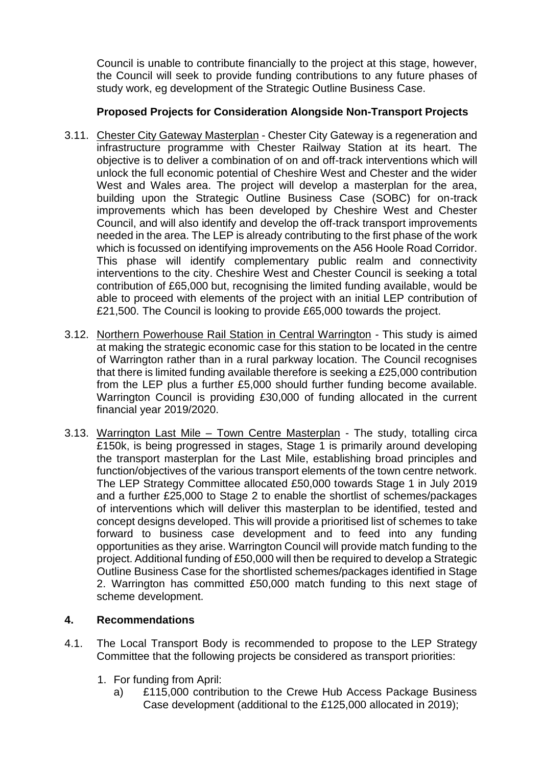Council is unable to contribute financially to the project at this stage, however, the Council will seek to provide funding contributions to any future phases of study work, eg development of the Strategic Outline Business Case.

**Proposed Projects for Consideration Alongside Non-Transport Projects**

3.11. Chester City Gateway Masterplan - Chester City Gateway is a regeneration and infrastructure programme with Chester Railway Station at its heart. The objective is to deliver a combination of on and off-track interventions which will unlock the full economic potential of Cheshire West and Chester and the wider West and Wales area. The project will develop a masterplan for the area, building upon the Strategic Outline Business Case (SOBC) for on-track improvements which has been developed by Cheshire West and Chester Council, and will also identify and develop the off-track transport improvements needed in the area. The LEP is already contributing to the first phase of the work which is focussed on identifying improvements on the A56 Hoole Road Corridor. This phase will identify complementary public realm and connectivity interventions to the city. Cheshire West and Chester Council is seeking a total contribution of £65,000 but, recognising the limited funding available, would be able to proceed with elements of the project with an initial LEP contribution of £21,500. The Council is looking to provide £65,000 towards the project.

3.12. Northern Powerhouse Rail Station in Central Warrington - This study is aimed at making the strategic economic case for this station to be located in the centre of Warrington rather than in a rural parkway location. The Council recognises that there is limited funding available therefore is seeking a £25,000 contribution from the LEP plus a further £5,000 should further funding become available. Warrington Council is providing £30,000 of funding allocated in the current financial year 2019/2020.

3.13. Warrington Last Mile – Town Centre Masterplan - The study, totalling circa £150k, is being progressed in stages, Stage 1 is primarily around developing the transport masterplan for the Last Mile, establishing broad principles and function/objectives of the various transport elements of the town centre network. The LEP Strategy Committee allocated £50,000 towards Stage 1 in July 2019 and a further £25,000 to Stage 2 to enable the shortlist of schemes/packages of interventions which will deliver this masterplan to be identified, tested and concept designs developed. This will provide a prioritised list of schemes to take forward to business case development and to feed into any funding opportunities as they arise. Warrington Council will provide match funding to the project. Additional funding of £50,000 will then be required to develop a Strategic Outline Business Case for the shortlisted schemes/packages identified in Stage 2. Warrington has committed £50,000 match funding to this next stage of scheme development.

## 4. Recommendations

4.1. The Local Transport Body is recommended to propose to the LEP Strategy Committee that the following projects be considered as transport priorities:

1. For funding from April:
   a) £115,000 contribution to the Crewe Hub Access Package Business Case development (additional to the £125,000 allocated in 2019);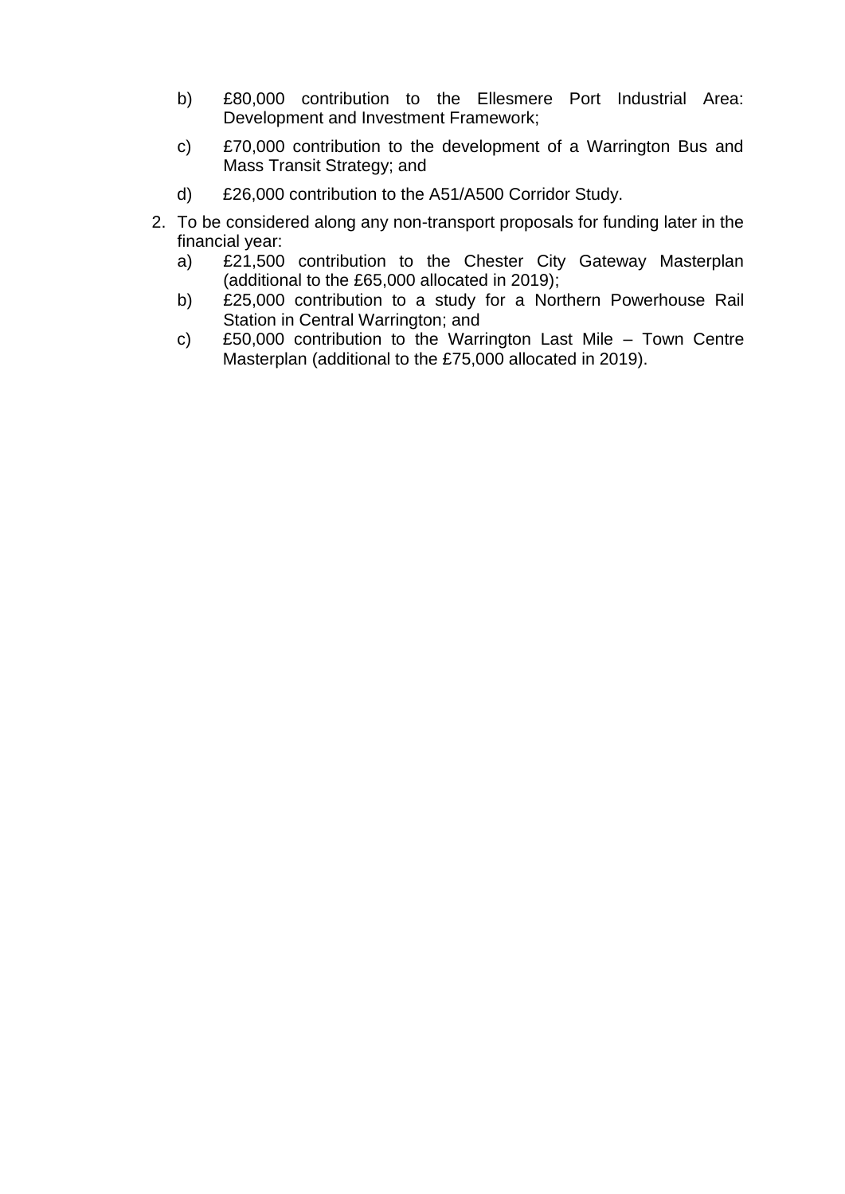b) £80,000 contribution to the Ellesmere Port Industrial Area: Development and Investment Framework;

c) £70,000 contribution to the development of a Warrington Bus and Mass Transit Strategy; and

d) £26,000 contribution to the A51/A500 Corridor Study.

2. To be considered along any non-transport proposals for funding later in the financial year:
   a) £21,500 contribution to the Chester City Gateway Masterplan (additional to the £65,000 allocated in 2019);
   b) £25,000 contribution to a study for a Northern Powerhouse Rail Station in Central Warrington; and
   c) £50,000 contribution to the Warrington Last Mile – Town Centre Masterplan (additional to the £75,000 allocated in 2019).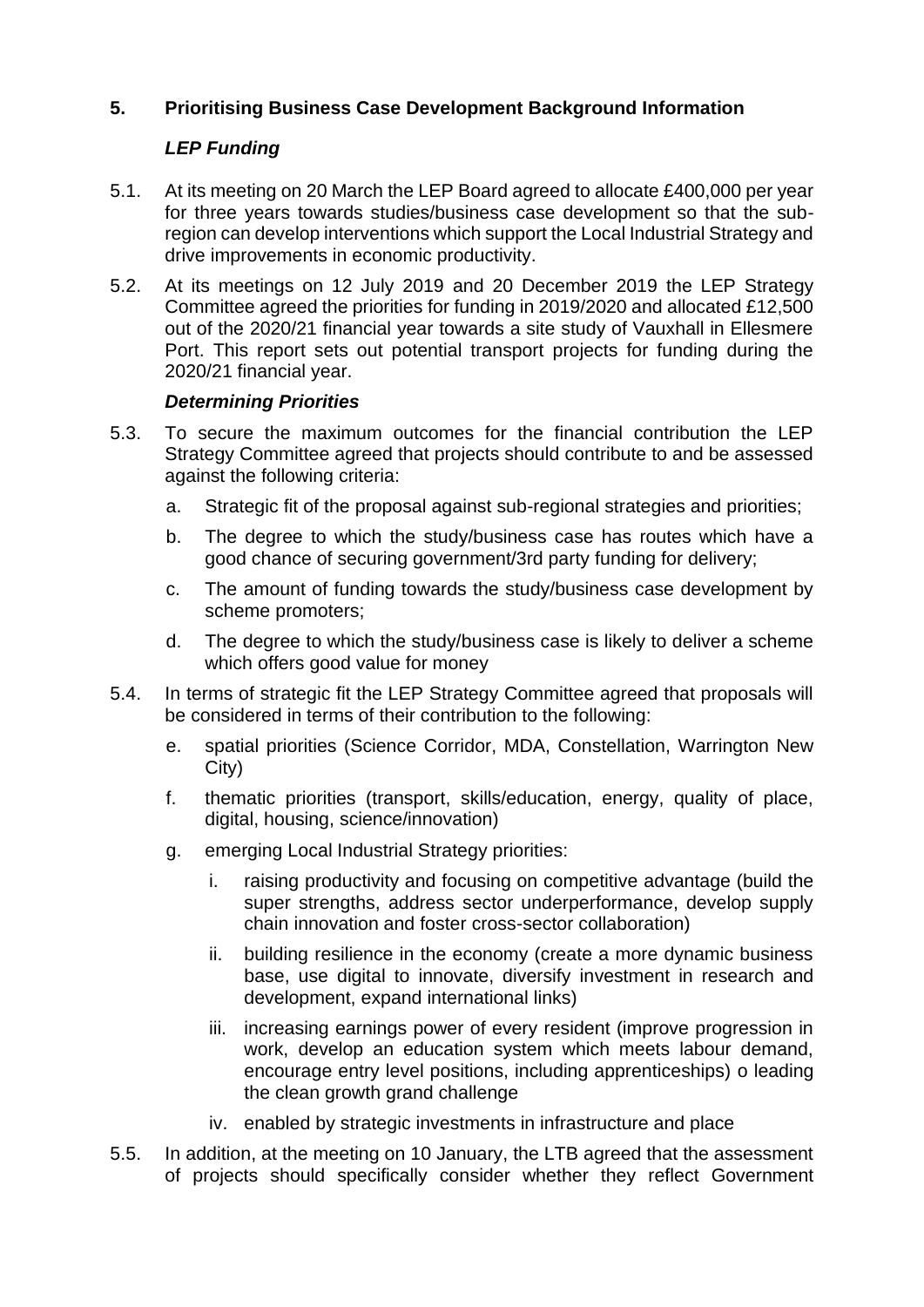## 5. Prioritising Business Case Development Background Information

### *LEP Funding*

5.1. At its meeting on 20 March the LEP Board agreed to allocate £400,000 per year for three years towards studies/business case development so that the sub-region can develop interventions which support the Local Industrial Strategy and drive improvements in economic productivity.

5.2. At its meetings on 12 July 2019 and 20 December 2019 the LEP Strategy Committee agreed the priorities for funding in 2019/2020 and allocated £12,500 out of the 2020/21 financial year towards a site study of Vauxhall in Ellesmere Port. This report sets out potential transport projects for funding during the 2020/21 financial year.

### *Determining Priorities*

5.3. To secure the maximum outcomes for the financial contribution the LEP Strategy Committee agreed that projects should contribute to and be assessed against the following criteria:

a. Strategic fit of the proposal against sub-regional strategies and priorities;

b. The degree to which the study/business case has routes which have a good chance of securing government/3rd party funding for delivery;

c. The amount of funding towards the study/business case development by scheme promoters;

d. The degree to which the study/business case is likely to deliver a scheme which offers good value for money

5.4. In terms of strategic fit the LEP Strategy Committee agreed that proposals will be considered in terms of their contribution to the following:

e. spatial priorities (Science Corridor, MDA, Constellation, Warrington New City)

f. thematic priorities (transport, skills/education, energy, quality of place, digital, housing, science/innovation)

g. emerging Local Industrial Strategy priorities:

i. raising productivity and focusing on competitive advantage (build the super strengths, address sector underperformance, develop supply chain innovation and foster cross-sector collaboration)

ii. building resilience in the economy (create a more dynamic business base, use digital to innovate, diversify investment in research and development, expand international links)

iii. increasing earnings power of every resident (improve progression in work, develop an education system which meets labour demand, encourage entry level positions, including apprenticeships) o leading the clean growth grand challenge

iv. enabled by strategic investments in infrastructure and place

5.5. In addition, at the meeting on 10 January, the LTB agreed that the assessment of projects should specifically consider whether they reflect Government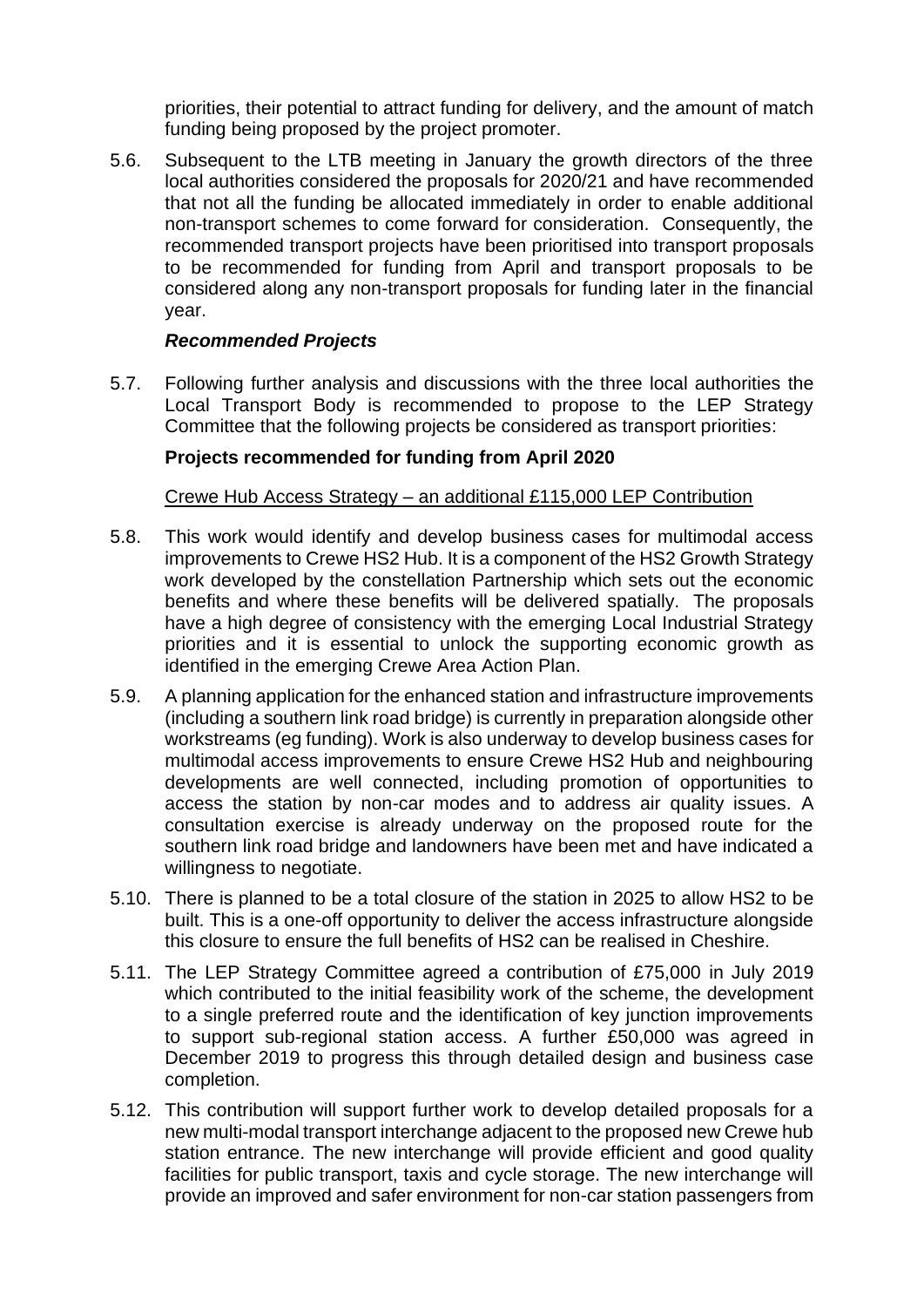priorities, their potential to attract funding for delivery, and the amount of match funding being proposed by the project promoter.

5.6. Subsequent to the LTB meeting in January the growth directors of the three local authorities considered the proposals for 2020/21 and have recommended that not all the funding be allocated immediately in order to enable additional non-transport schemes to come forward for consideration. Consequently, the recommended transport projects have been prioritised into transport proposals to be recommended for funding from April and transport proposals to be considered along any non-transport proposals for funding later in the financial year.

***Recommended Projects***

5.7. Following further analysis and discussions with the three local authorities the Local Transport Body is recommended to propose to the LEP Strategy Committee that the following projects be considered as transport priorities:

**Projects recommended for funding from April 2020**

Crewe Hub Access Strategy – an additional £115,000 LEP Contribution

5.8. This work would identify and develop business cases for multimodal access improvements to Crewe HS2 Hub. It is a component of the HS2 Growth Strategy work developed by the constellation Partnership which sets out the economic benefits and where these benefits will be delivered spatially. The proposals have a high degree of consistency with the emerging Local Industrial Strategy priorities and it is essential to unlock the supporting economic growth as identified in the emerging Crewe Area Action Plan.

5.9. A planning application for the enhanced station and infrastructure improvements (including a southern link road bridge) is currently in preparation alongside other workstreams (eg funding). Work is also underway to develop business cases for multimodal access improvements to ensure Crewe HS2 Hub and neighbouring developments are well connected, including promotion of opportunities to access the station by non-car modes and to address air quality issues. A consultation exercise is already underway on the proposed route for the southern link road bridge and landowners have been met and have indicated a willingness to negotiate.

5.10. There is planned to be a total closure of the station in 2025 to allow HS2 to be built. This is a one-off opportunity to deliver the access infrastructure alongside this closure to ensure the full benefits of HS2 can be realised in Cheshire.

5.11. The LEP Strategy Committee agreed a contribution of £75,000 in July 2019 which contributed to the initial feasibility work of the scheme, the development to a single preferred route and the identification of key junction improvements to support sub-regional station access. A further £50,000 was agreed in December 2019 to progress this through detailed design and business case completion.

5.12. This contribution will support further work to develop detailed proposals for a new multi-modal transport interchange adjacent to the proposed new Crewe hub station entrance. The new interchange will provide efficient and good quality facilities for public transport, taxis and cycle storage. The new interchange will provide an improved and safer environment for non-car station passengers from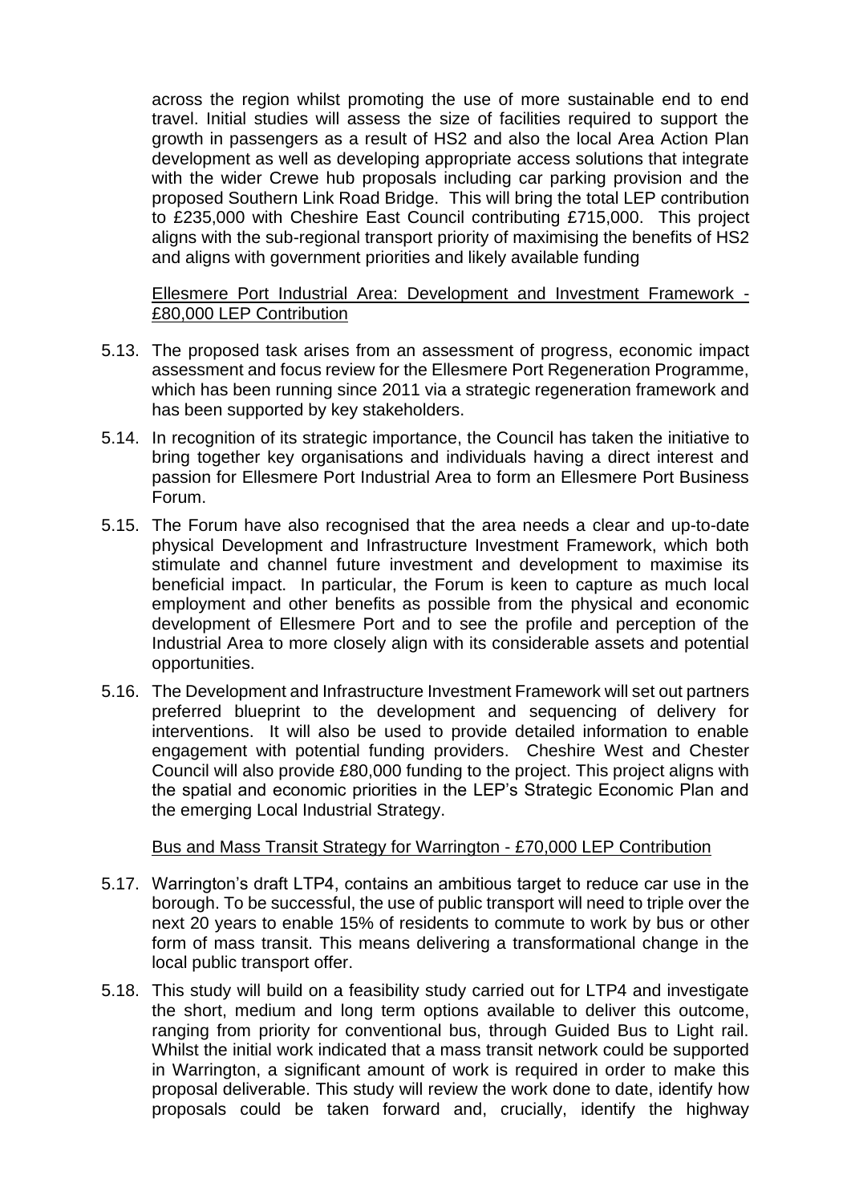across the region whilst promoting the use of more sustainable end to end travel. Initial studies will assess the size of facilities required to support the growth in passengers as a result of HS2 and also the local Area Action Plan development as well as developing appropriate access solutions that integrate with the wider Crewe hub proposals including car parking provision and the proposed Southern Link Road Bridge. This will bring the total LEP contribution to £235,000 with Cheshire East Council contributing £715,000. This project aligns with the sub-regional transport priority of maximising the benefits of HS2 and aligns with government priorities and likely available funding

Ellesmere Port Industrial Area: Development and Investment Framework - £80,000 LEP Contribution

5.13. The proposed task arises from an assessment of progress, economic impact assessment and focus review for the Ellesmere Port Regeneration Programme, which has been running since 2011 via a strategic regeneration framework and has been supported by key stakeholders.

5.14. In recognition of its strategic importance, the Council has taken the initiative to bring together key organisations and individuals having a direct interest and passion for Ellesmere Port Industrial Area to form an Ellesmere Port Business Forum.

5.15. The Forum have also recognised that the area needs a clear and up-to-date physical Development and Infrastructure Investment Framework, which both stimulate and channel future investment and development to maximise its beneficial impact. In particular, the Forum is keen to capture as much local employment and other benefits as possible from the physical and economic development of Ellesmere Port and to see the profile and perception of the Industrial Area to more closely align with its considerable assets and potential opportunities.

5.16. The Development and Infrastructure Investment Framework will set out partners preferred blueprint to the development and sequencing of delivery for interventions. It will also be used to provide detailed information to enable engagement with potential funding providers. Cheshire West and Chester Council will also provide £80,000 funding to the project. This project aligns with the spatial and economic priorities in the LEP's Strategic Economic Plan and the emerging Local Industrial Strategy.

Bus and Mass Transit Strategy for Warrington - £70,000 LEP Contribution

5.17. Warrington's draft LTP4, contains an ambitious target to reduce car use in the borough. To be successful, the use of public transport will need to triple over the next 20 years to enable 15% of residents to commute to work by bus or other form of mass transit. This means delivering a transformational change in the local public transport offer.

5.18. This study will build on a feasibility study carried out for LTP4 and investigate the short, medium and long term options available to deliver this outcome, ranging from priority for conventional bus, through Guided Bus to Light rail. Whilst the initial work indicated that a mass transit network could be supported in Warrington, a significant amount of work is required in order to make this proposal deliverable. This study will review the work done to date, identify how proposals could be taken forward and, crucially, identify the highway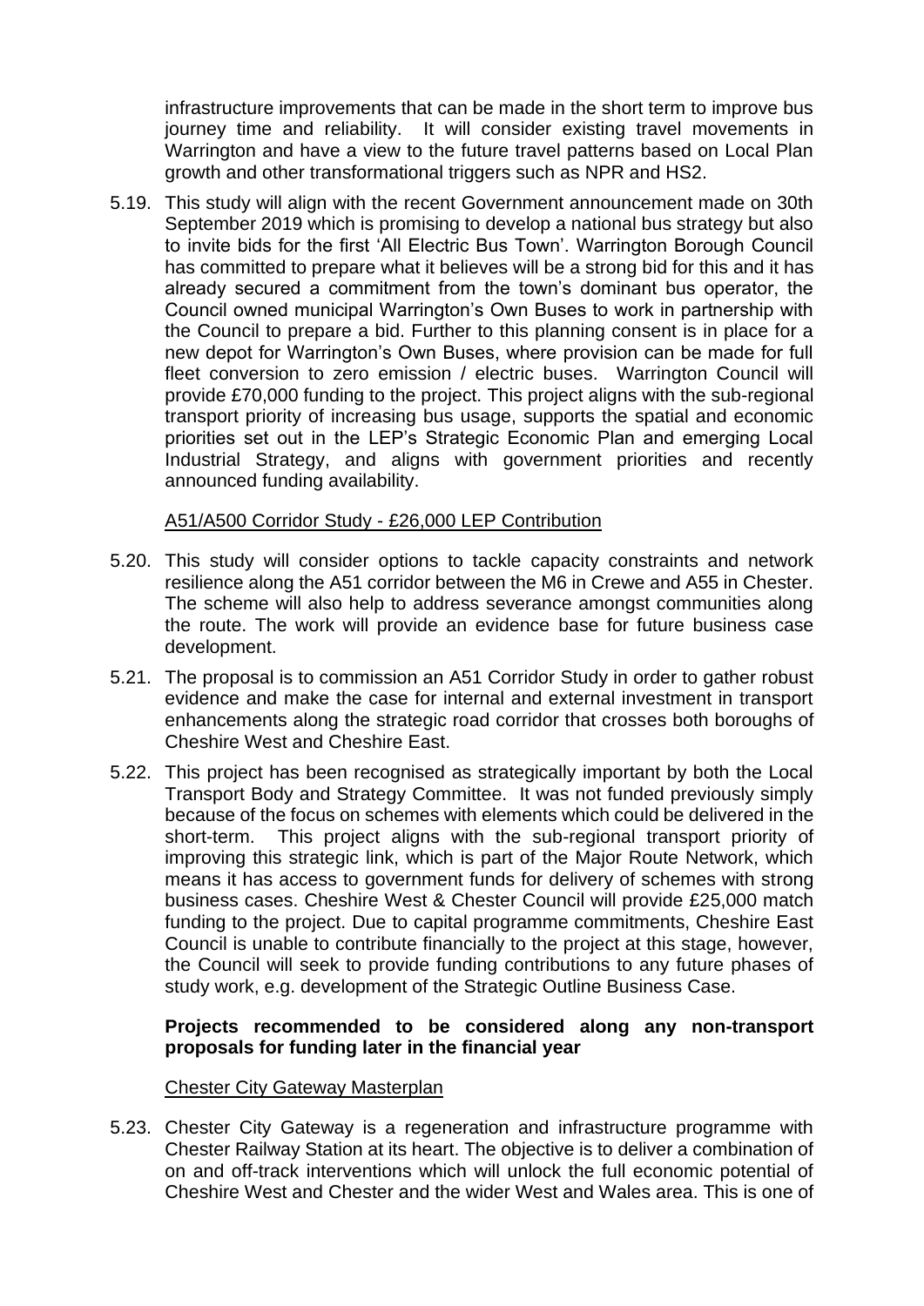infrastructure improvements that can be made in the short term to improve bus journey time and reliability. It will consider existing travel movements in Warrington and have a view to the future travel patterns based on Local Plan growth and other transformational triggers such as NPR and HS2.

5.19. This study will align with the recent Government announcement made on 30th September 2019 which is promising to develop a national bus strategy but also to invite bids for the first 'All Electric Bus Town'. Warrington Borough Council has committed to prepare what it believes will be a strong bid for this and it has already secured a commitment from the town's dominant bus operator, the Council owned municipal Warrington's Own Buses to work in partnership with the Council to prepare a bid. Further to this planning consent is in place for a new depot for Warrington's Own Buses, where provision can be made for full fleet conversion to zero emission / electric buses. Warrington Council will provide £70,000 funding to the project. This project aligns with the sub-regional transport priority of increasing bus usage, supports the spatial and economic priorities set out in the LEP's Strategic Economic Plan and emerging Local Industrial Strategy, and aligns with government priorities and recently announced funding availability.

<u>A51/A500 Corridor Study - £26,000 LEP Contribution</u>

5.20. This study will consider options to tackle capacity constraints and network resilience along the A51 corridor between the M6 in Crewe and A55 in Chester. The scheme will also help to address severance amongst communities along the route. The work will provide an evidence base for future business case development.

5.21. The proposal is to commission an A51 Corridor Study in order to gather robust evidence and make the case for internal and external investment in transport enhancements along the strategic road corridor that crosses both boroughs of Cheshire West and Cheshire East.

5.22. This project has been recognised as strategically important by both the Local Transport Body and Strategy Committee. It was not funded previously simply because of the focus on schemes with elements which could be delivered in the short-term. This project aligns with the sub-regional transport priority of improving this strategic link, which is part of the Major Route Network, which means it has access to government funds for delivery of schemes with strong business cases. Cheshire West & Chester Council will provide £25,000 match funding to the project. Due to capital programme commitments, Cheshire East Council is unable to contribute financially to the project at this stage, however, the Council will seek to provide funding contributions to any future phases of study work, e.g. development of the Strategic Outline Business Case.

**Projects recommended to be considered along any non-transport proposals for funding later in the financial year**

<u>Chester City Gateway Masterplan</u>

5.23. Chester City Gateway is a regeneration and infrastructure programme with Chester Railway Station at its heart. The objective is to deliver a combination of on and off-track interventions which will unlock the full economic potential of Cheshire West and Chester and the wider West and Wales area. This is one of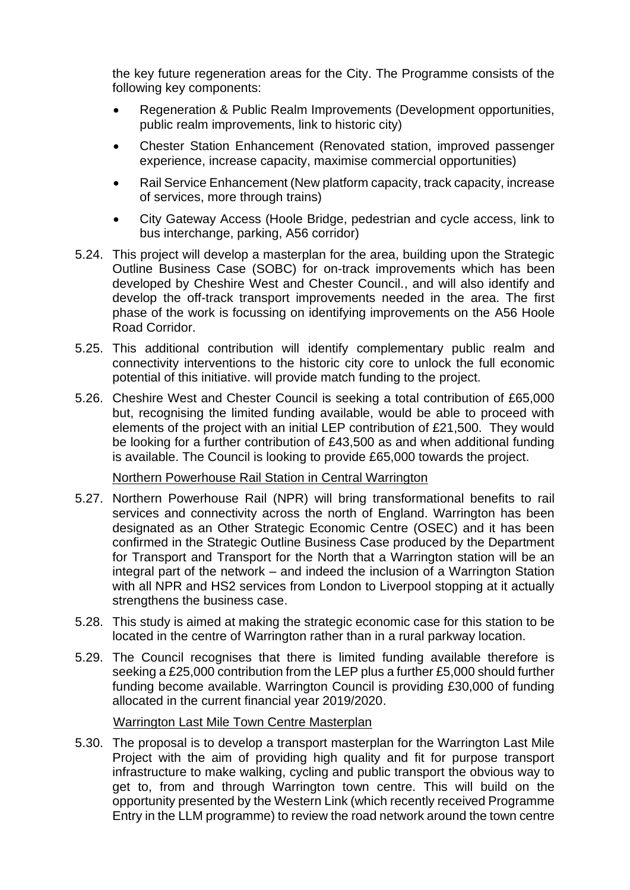the key future regeneration areas for the City. The Programme consists of the following key components:

- Regeneration & Public Realm Improvements (Development opportunities, public realm improvements, link to historic city)
- Chester Station Enhancement (Renovated station, improved passenger experience, increase capacity, maximise commercial opportunities)
- Rail Service Enhancement (New platform capacity, track capacity, increase of services, more through trains)
- City Gateway Access (Hoole Bridge, pedestrian and cycle access, link to bus interchange, parking, A56 corridor)

5.24. This project will develop a masterplan for the area, building upon the Strategic Outline Business Case (SOBC) for on-track improvements which has been developed by Cheshire West and Chester Council., and will also identify and develop the off-track transport improvements needed in the area. The first phase of the work is focussing on identifying improvements on the A56 Hoole Road Corridor.

5.25. This additional contribution will identify complementary public realm and connectivity interventions to the historic city core to unlock the full economic potential of this initiative. will provide match funding to the project.

5.26. Cheshire West and Chester Council is seeking a total contribution of £65,000 but, recognising the limited funding available, would be able to proceed with elements of the project with an initial LEP contribution of £21,500. They would be looking for a further contribution of £43,500 as and when additional funding is available. The Council is looking to provide £65,000 towards the project.

<u>Northern Powerhouse Rail Station in Central Warrington</u>

5.27. Northern Powerhouse Rail (NPR) will bring transformational benefits to rail services and connectivity across the north of England. Warrington has been designated as an Other Strategic Economic Centre (OSEC) and it has been confirmed in the Strategic Outline Business Case produced by the Department for Transport and Transport for the North that a Warrington station will be an integral part of the network – and indeed the inclusion of a Warrington Station with all NPR and HS2 services from London to Liverpool stopping at it actually strengthens the business case.

5.28. This study is aimed at making the strategic economic case for this station to be located in the centre of Warrington rather than in a rural parkway location.

5.29. The Council recognises that there is limited funding available therefore is seeking a £25,000 contribution from the LEP plus a further £5,000 should further funding become available. Warrington Council is providing £30,000 of funding allocated in the current financial year 2019/2020.

<u>Warrington Last Mile Town Centre Masterplan</u>

5.30. The proposal is to develop a transport masterplan for the Warrington Last Mile Project with the aim of providing high quality and fit for purpose transport infrastructure to make walking, cycling and public transport the obvious way to get to, from and through Warrington town centre. This will build on the opportunity presented by the Western Link (which recently received Programme Entry in the LLM programme) to review the road network around the town centre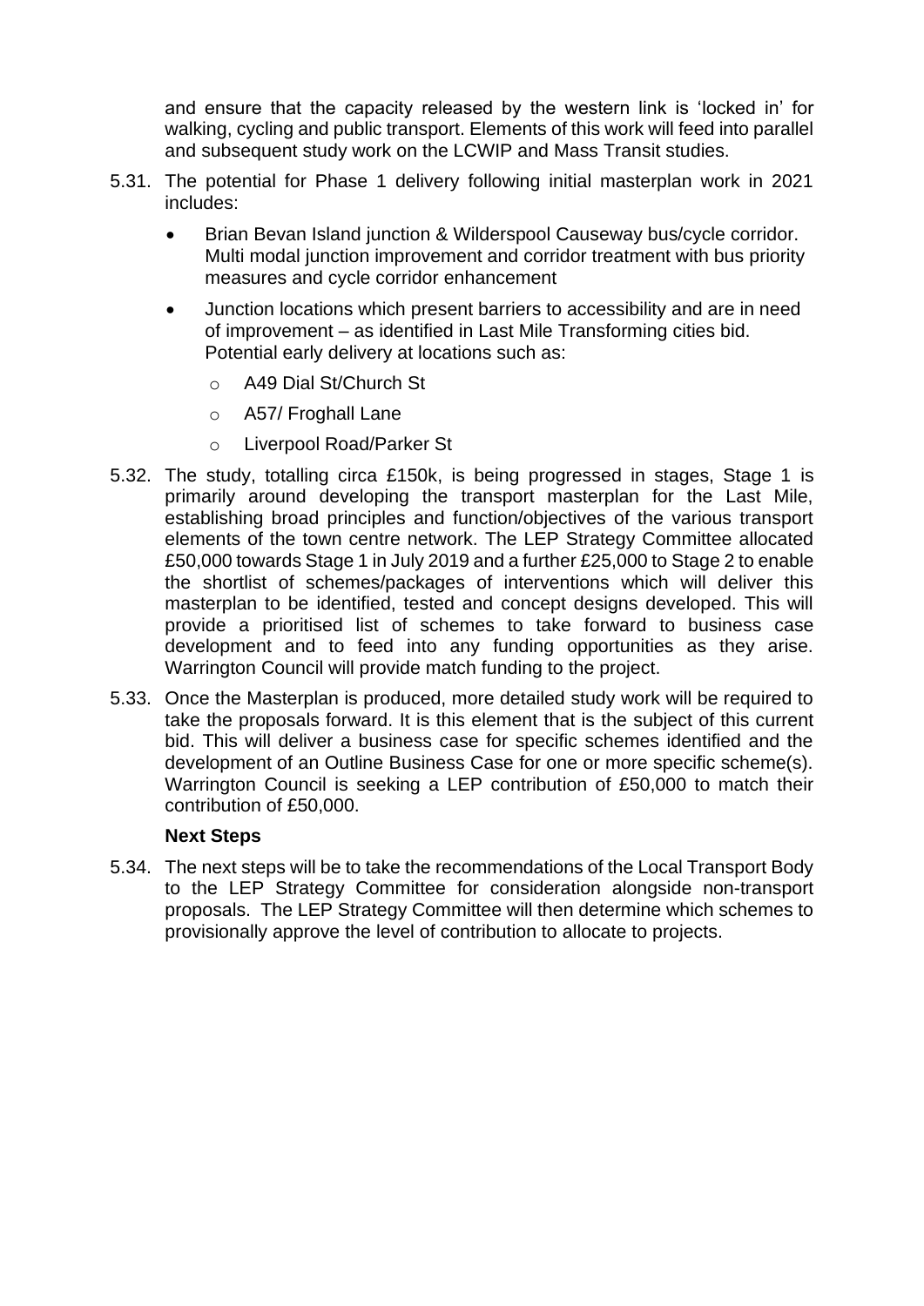and ensure that the capacity released by the western link is 'locked in' for walking, cycling and public transport. Elements of this work will feed into parallel and subsequent study work on the LCWIP and Mass Transit studies.

5.31. The potential for Phase 1 delivery following initial masterplan work in 2021 includes:

- Brian Bevan Island junction & Wilderspool Causeway bus/cycle corridor. Multi modal junction improvement and corridor treatment with bus priority measures and cycle corridor enhancement
- Junction locations which present barriers to accessibility and are in need of improvement – as identified in Last Mile Transforming cities bid. Potential early delivery at locations such as:
  - A49 Dial St/Church St
  - A57/ Froghall Lane
  - Liverpool Road/Parker St

5.32. The study, totalling circa £150k, is being progressed in stages, Stage 1 is primarily around developing the transport masterplan for the Last Mile, establishing broad principles and function/objectives of the various transport elements of the town centre network. The LEP Strategy Committee allocated £50,000 towards Stage 1 in July 2019 and a further £25,000 to Stage 2 to enable the shortlist of schemes/packages of interventions which will deliver this masterplan to be identified, tested and concept designs developed. This will provide a prioritised list of schemes to take forward to business case development and to feed into any funding opportunities as they arise. Warrington Council will provide match funding to the project.

5.33. Once the Masterplan is produced, more detailed study work will be required to take the proposals forward. It is this element that is the subject of this current bid. This will deliver a business case for specific schemes identified and the development of an Outline Business Case for one or more specific scheme(s). Warrington Council is seeking a LEP contribution of £50,000 to match their contribution of £50,000.

**Next Steps**

5.34. The next steps will be to take the recommendations of the Local Transport Body to the LEP Strategy Committee for consideration alongside non-transport proposals. The LEP Strategy Committee will then determine which schemes to provisionally approve the level of contribution to allocate to projects.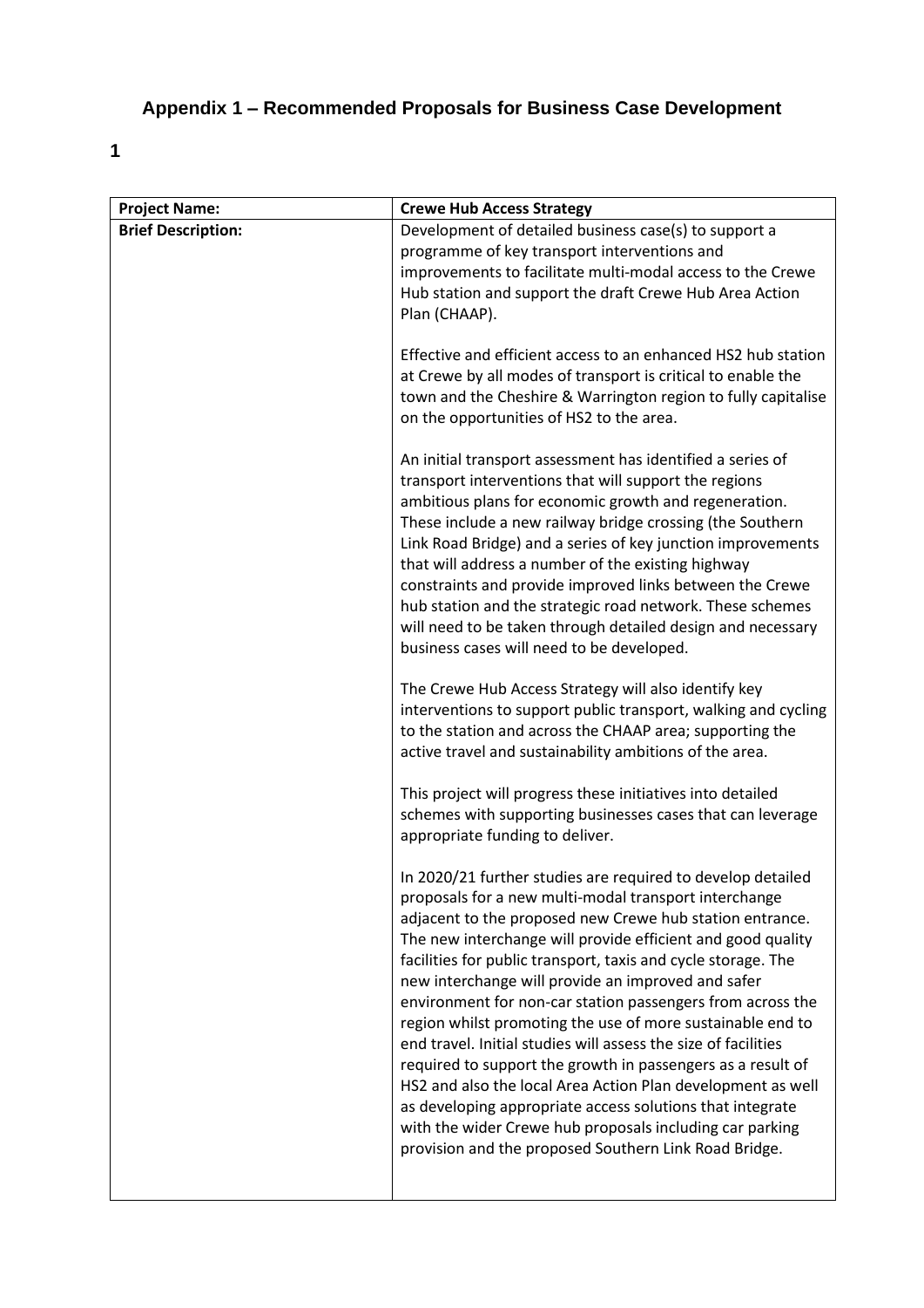# Appendix 1 – Recommended Proposals for Business Case Development

**1**

| **Project Name:** | **Crewe Hub Access Strategy** |
|---|---|
| **Brief Description:** | Development of detailed business case(s) to support a programme of key transport interventions and improvements to facilitate multi-modal access to the Crewe Hub station and support the draft Crewe Hub Area Action Plan (CHAAP).<br><br>Effective and efficient access to an enhanced HS2 hub station at Crewe by all modes of transport is critical to enable the town and the Cheshire & Warrington region to fully capitalise on the opportunities of HS2 to the area.<br><br>An initial transport assessment has identified a series of transport interventions that will support the regions ambitious plans for economic growth and regeneration. These include a new railway bridge crossing (the Southern Link Road Bridge) and a series of key junction improvements that will address a number of the existing highway constraints and provide improved links between the Crewe hub station and the strategic road network. These schemes will need to be taken through detailed design and necessary business cases will need to be developed.<br><br>The Crewe Hub Access Strategy will also identify key interventions to support public transport, walking and cycling to the station and across the CHAAP area; supporting the active travel and sustainability ambitions of the area.<br><br>This project will progress these initiatives into detailed schemes with supporting businesses cases that can leverage appropriate funding to deliver.<br><br>In 2020/21 further studies are required to develop detailed proposals for a new multi-modal transport interchange adjacent to the proposed new Crewe hub station entrance. The new interchange will provide efficient and good quality facilities for public transport, taxis and cycle storage. The new interchange will provide an improved and safer environment for non-car station passengers from across the region whilst promoting the use of more sustainable end to end travel. Initial studies will assess the size of facilities required to support the growth in passengers as a result of HS2 and also the local Area Action Plan development as well as developing appropriate access solutions that integrate with the wider Crewe hub proposals including car parking provision and the proposed Southern Link Road Bridge. |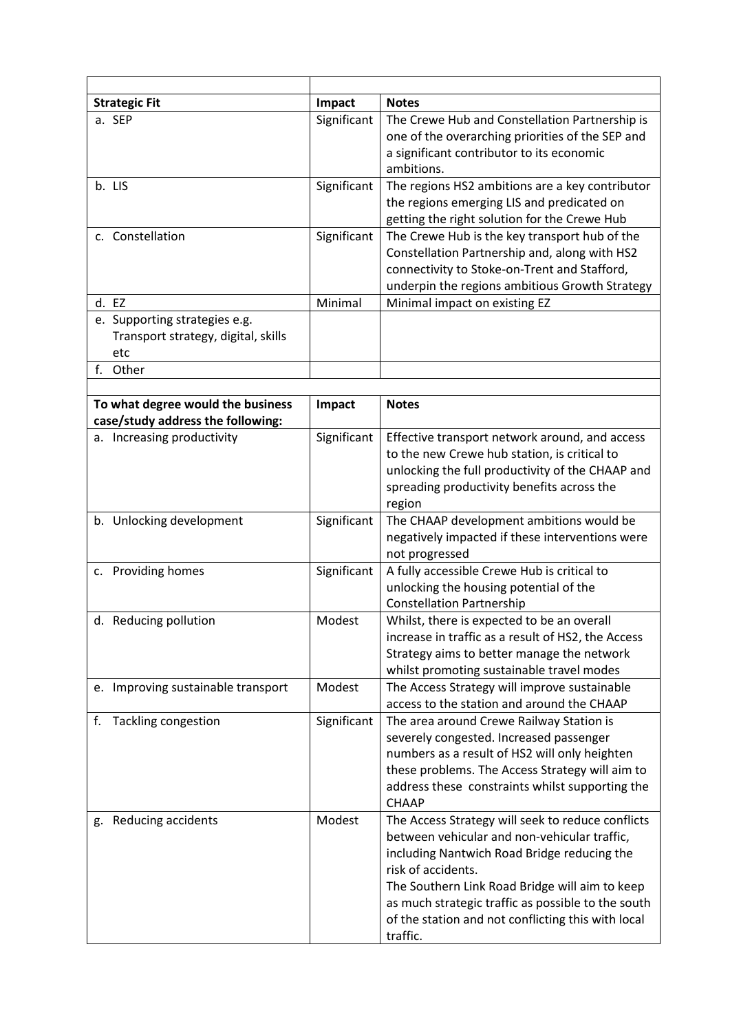| Strategic Fit | Impact | Notes |
|---|---|---|
| a. SEP | Significant | The Crewe Hub and Constellation Partnership is one of the overarching priorities of the SEP and a significant contributor to its economic ambitions. |
| b. LIS | Significant | The regions HS2 ambitions are a key contributor the regions emerging LIS and predicated on getting the right solution for the Crewe Hub |
| c. Constellation | Significant | The Crewe Hub is the key transport hub of the Constellation Partnership and, along with HS2 connectivity to Stoke-on-Trent and Stafford, underpin the regions ambitious Growth Strategy |
| d. EZ | Minimal | Minimal impact on existing EZ |
| e. Supporting strategies e.g. Transport strategy, digital, skills etc | | |
| f. Other | | |

| To what degree would the business case/study address the following: | Impact | Notes |
|---|---|---|
| a. Increasing productivity | Significant | Effective transport network around, and access to the new Crewe hub station, is critical to unlocking the full productivity of the CHAAP and spreading productivity benefits across the region |
| b. Unlocking development | Significant | The CHAAP development ambitions would be negatively impacted if these interventions were not progressed |
| c. Providing homes | Significant | A fully accessible Crewe Hub is critical to unlocking the housing potential of the Constellation Partnership |
| d. Reducing pollution | Modest | Whilst, there is expected to be an overall increase in traffic as a result of HS2, the Access Strategy aims to better manage the network whilst promoting sustainable travel modes |
| e. Improving sustainable transport | Modest | The Access Strategy will improve sustainable access to the station and around the CHAAP |
| f. Tackling congestion | Significant | The area around Crewe Railway Station is severely congested. Increased passenger numbers as a result of HS2 will only heighten these problems. The Access Strategy will aim to address these constraints whilst supporting the CHAAP |
| g. Reducing accidents | Modest | The Access Strategy will seek to reduce conflicts between vehicular and non-vehicular traffic, including Nantwich Road Bridge reducing the risk of accidents.<br>The Southern Link Road Bridge will aim to keep as much strategic traffic as possible to the south of the station and not conflicting this with local traffic. |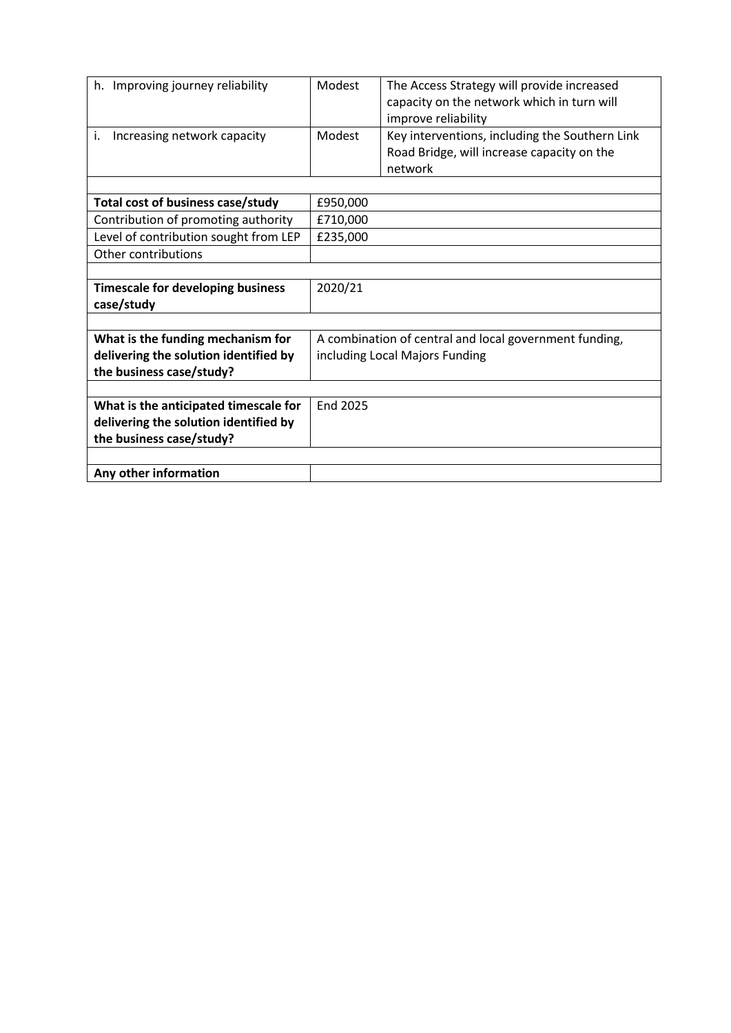| h. Improving journey reliability | Modest | The Access Strategy will provide increased capacity on the network which in turn will improve reliability |
|---|---|---|
| i. Increasing network capacity | Modest | Key interventions, including the Southern Link Road Bridge, will increase capacity on the network |

| **Total cost of business case/study** | £950,000 |
|---|---|
| Contribution of promoting authority | £710,000 |
| Level of contribution sought from LEP | £235,000 |
| Other contributions | |

| **Timescale for developing business case/study** | 2020/21 |
|---|---|

| **What is the funding mechanism for delivering the solution identified by the business case/study?** | A combination of central and local government funding, including Local Majors Funding |
|---|---|

| **What is the anticipated timescale for delivering the solution identified by the business case/study?** | End 2025 |
|---|---|

| **Any other information** | |
|---|---|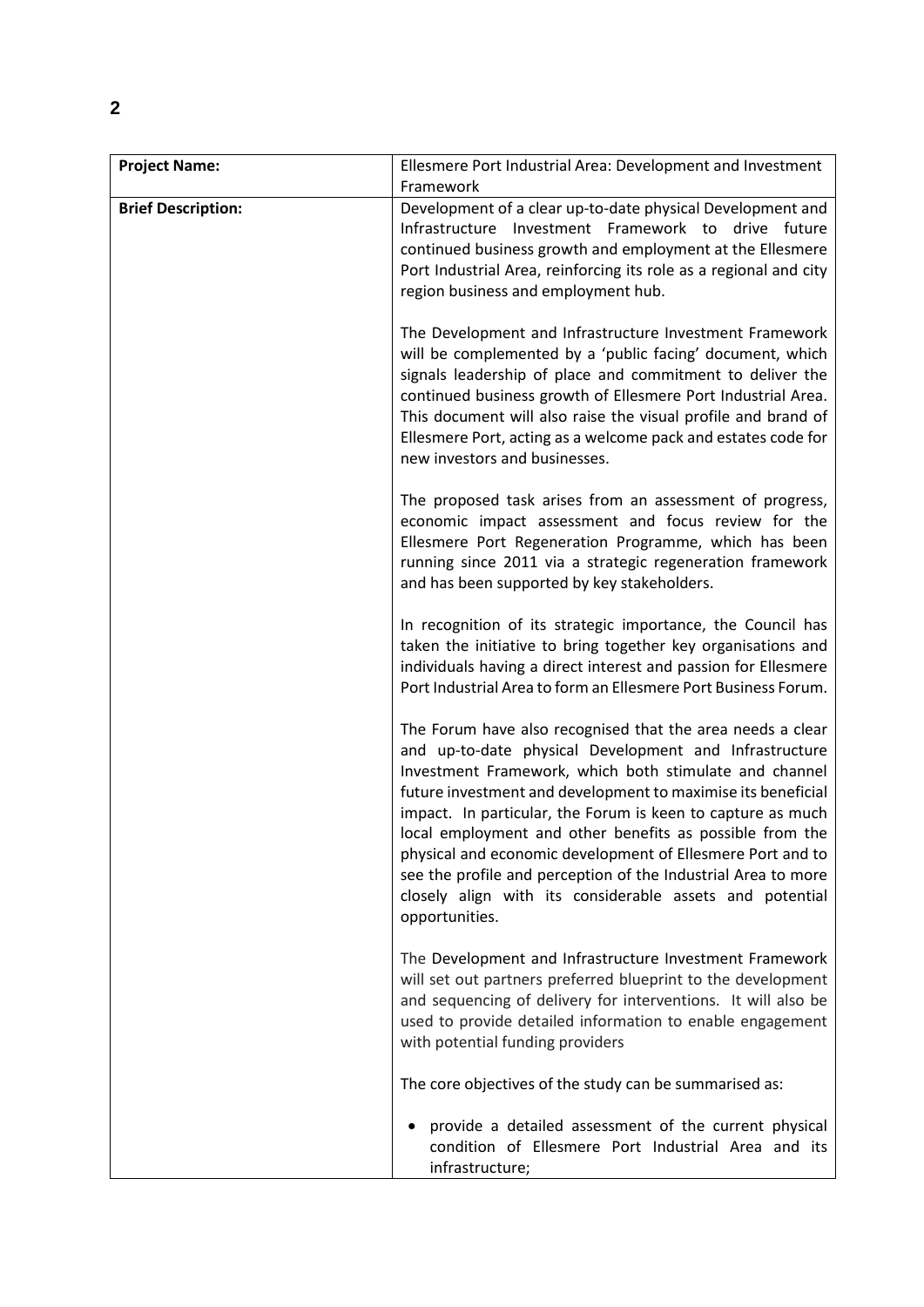| **Project Name:** | Ellesmere Port Industrial Area: Development and Investment Framework |
| --- | --- |
| **Brief Description:** | Development of a clear up-to-date physical Development and Infrastructure Investment Framework to drive future continued business growth and employment at the Ellesmere Port Industrial Area, reinforcing its role as a regional and city region business and employment hub.<br><br>The Development and Infrastructure Investment Framework will be complemented by a 'public facing' document, which signals leadership of place and commitment to deliver the continued business growth of Ellesmere Port Industrial Area. This document will also raise the visual profile and brand of Ellesmere Port, acting as a welcome pack and estates code for new investors and businesses.<br><br>The proposed task arises from an assessment of progress, economic impact assessment and focus review for the Ellesmere Port Regeneration Programme, which has been running since 2011 via a strategic regeneration framework and has been supported by key stakeholders.<br><br>In recognition of its strategic importance, the Council has taken the initiative to bring together key organisations and individuals having a direct interest and passion for Ellesmere Port Industrial Area to form an Ellesmere Port Business Forum.<br><br>The Forum have also recognised that the area needs a clear and up-to-date physical Development and Infrastructure Investment Framework, which both stimulate and channel future investment and development to maximise its beneficial impact. In particular, the Forum is keen to capture as much local employment and other benefits as possible from the physical and economic development of Ellesmere Port and to see the profile and perception of the Industrial Area to more closely align with its considerable assets and potential opportunities.<br><br>The Development and Infrastructure Investment Framework will set out partners preferred blueprint to the development and sequencing of delivery for interventions. It will also be used to provide detailed information to enable engagement with potential funding providers<br><br>The core objectives of the study can be summarised as:<br><br>• provide a detailed assessment of the current physical condition of Ellesmere Port Industrial Area and its infrastructure; |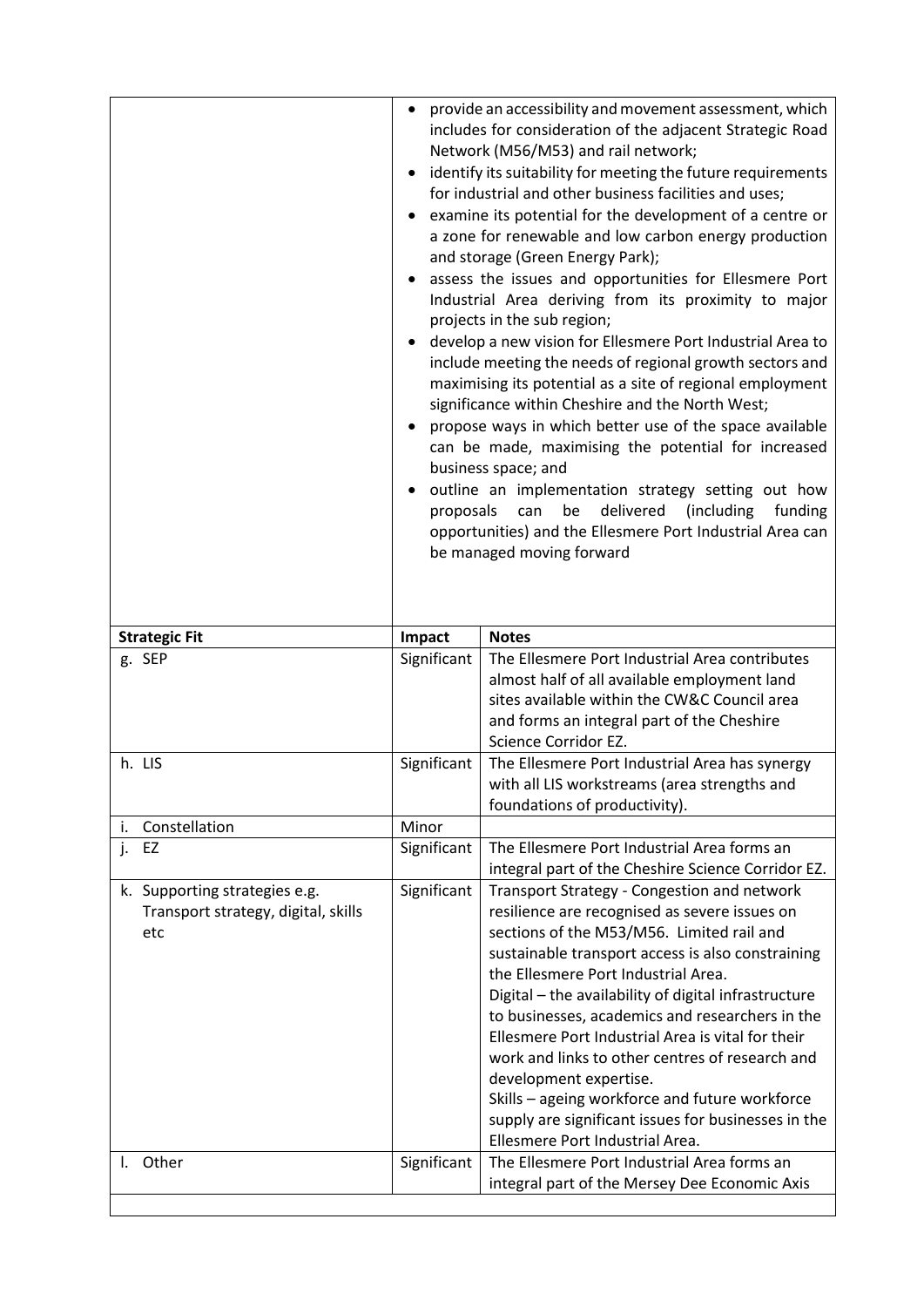| | |
|---|---|
| | • provide an accessibility and movement assessment, which includes for consideration of the adjacent Strategic Road Network (M56/M53) and rail network;<br>• identify its suitability for meeting the future requirements for industrial and other business facilities and uses;<br>• examine its potential for the development of a centre or a zone for renewable and low carbon energy production and storage (Green Energy Park);<br>• assess the issues and opportunities for Ellesmere Port Industrial Area deriving from its proximity to major projects in the sub region;<br>• develop a new vision for Ellesmere Port Industrial Area to include meeting the needs of regional growth sectors and maximising its potential as a site of regional employment significance within Cheshire and the North West;<br>• propose ways in which better use of the space available can be made, maximising the potential for increased business space; and<br>• outline an implementation strategy setting out how proposals can be delivered (including funding opportunities) and the Ellesmere Port Industrial Area can be managed moving forward |

| Strategic Fit | Impact | Notes |
|---|---|---|
| g. SEP | Significant | The Ellesmere Port Industrial Area contributes almost half of all available employment land sites available within the CW&C Council area and forms an integral part of the Cheshire Science Corridor EZ. |
| h. LIS | Significant | The Ellesmere Port Industrial Area has synergy with all LIS workstreams (area strengths and foundations of productivity). |
| i. Constellation | Minor | |
| j. EZ | Significant | The Ellesmere Port Industrial Area forms an integral part of the Cheshire Science Corridor EZ. |
| k. Supporting strategies e.g. Transport strategy, digital, skills etc | Significant | Transport Strategy - Congestion and network resilience are recognised as severe issues on sections of the M53/M56. Limited rail and sustainable transport access is also constraining the Ellesmere Port Industrial Area.<br>Digital – the availability of digital infrastructure to businesses, academics and researchers in the Ellesmere Port Industrial Area is vital for their work and links to other centres of research and development expertise.<br>Skills – ageing workforce and future workforce supply are significant issues for businesses in the Ellesmere Port Industrial Area. |
| l. Other | Significant | The Ellesmere Port Industrial Area forms an integral part of the Mersey Dee Economic Axis |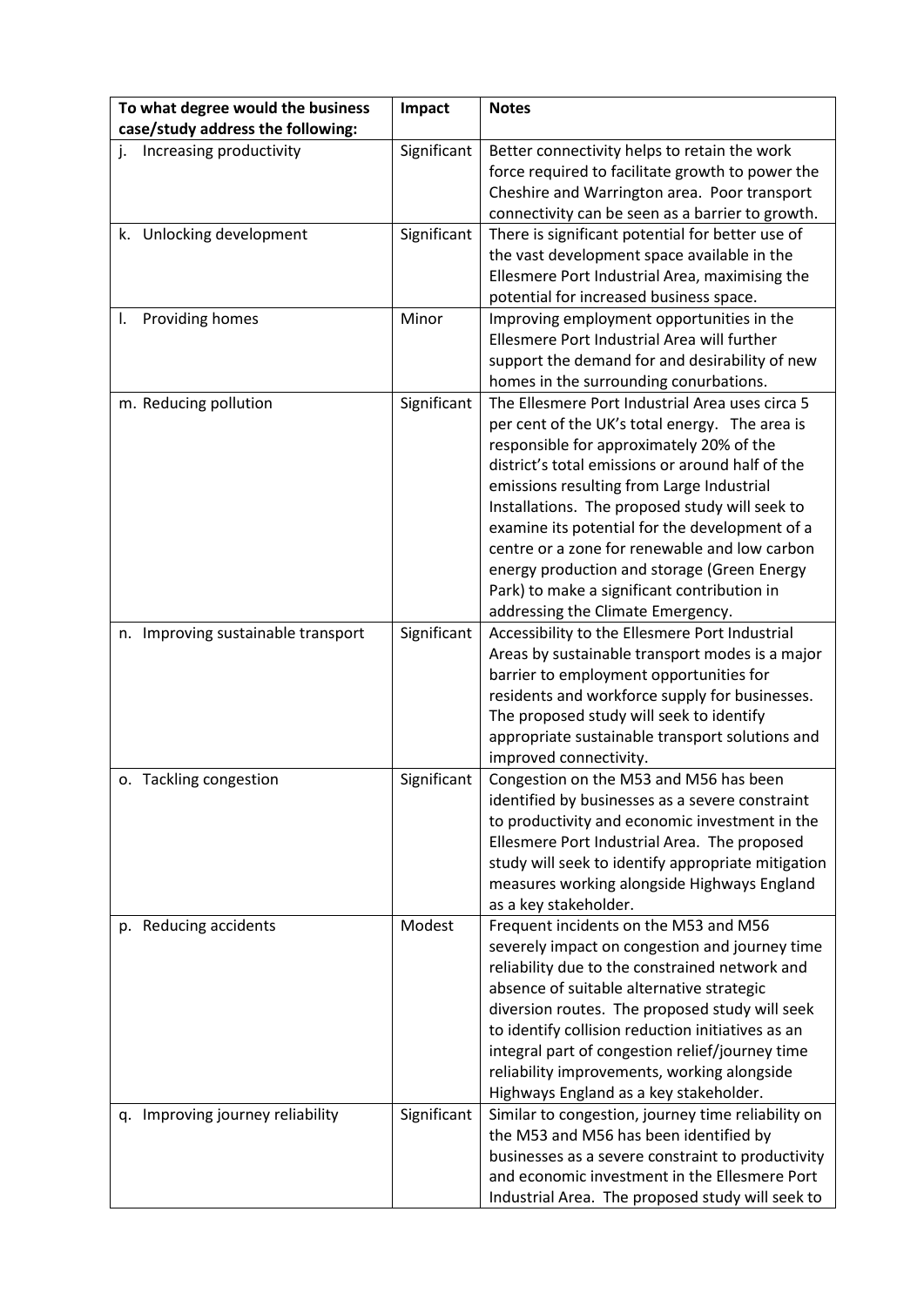| To what degree would the business case/study address the following: | Impact | Notes |
| --- | --- | --- |
| j. Increasing productivity | Significant | Better connectivity helps to retain the work force required to facilitate growth to power the Cheshire and Warrington area. Poor transport connectivity can be seen as a barrier to growth. |
| k. Unlocking development | Significant | There is significant potential for better use of the vast development space available in the Ellesmere Port Industrial Area, maximising the potential for increased business space. |
| l. Providing homes | Minor | Improving employment opportunities in the Ellesmere Port Industrial Area will further support the demand for and desirability of new homes in the surrounding conurbations. |
| m. Reducing pollution | Significant | The Ellesmere Port Industrial Area uses circa 5 per cent of the UK's total energy. The area is responsible for approximately 20% of the district's total emissions or around half of the emissions resulting from Large Industrial Installations. The proposed study will seek to examine its potential for the development of a centre or a zone for renewable and low carbon energy production and storage (Green Energy Park) to make a significant contribution in addressing the Climate Emergency. |
| n. Improving sustainable transport | Significant | Accessibility to the Ellesmere Port Industrial Areas by sustainable transport modes is a major barrier to employment opportunities for residents and workforce supply for businesses. The proposed study will seek to identify appropriate sustainable transport solutions and improved connectivity. |
| o. Tackling congestion | Significant | Congestion on the M53 and M56 has been identified by businesses as a severe constraint to productivity and economic investment in the Ellesmere Port Industrial Area. The proposed study will seek to identify appropriate mitigation measures working alongside Highways England as a key stakeholder. |
| p. Reducing accidents | Modest | Frequent incidents on the M53 and M56 severely impact on congestion and journey time reliability due to the constrained network and absence of suitable alternative strategic diversion routes. The proposed study will seek to identify collision reduction initiatives as an integral part of congestion relief/journey time reliability improvements, working alongside Highways England as a key stakeholder. |
| q. Improving journey reliability | Significant | Similar to congestion, journey time reliability on the M53 and M56 has been identified by businesses as a severe constraint to productivity and economic investment in the Ellesmere Port Industrial Area. The proposed study will seek to |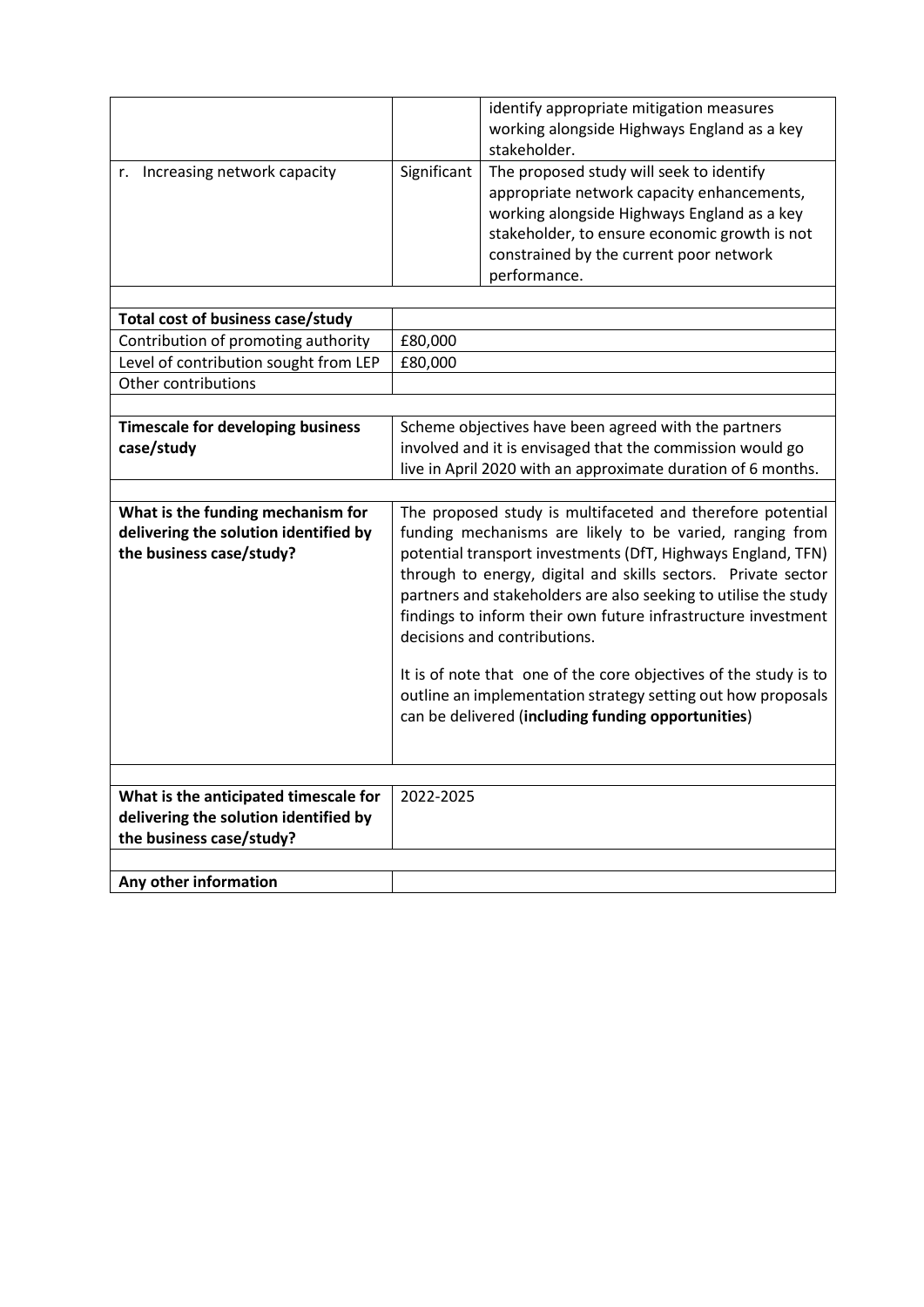| | | |
|---|---|---|
| | | identify appropriate mitigation measures working alongside Highways England as a key stakeholder. |
| r. Increasing network capacity | Significant | The proposed study will seek to identify appropriate network capacity enhancements, working alongside Highways England as a key stakeholder, to ensure economic growth is not constrained by the current poor network performance. |

| | |
|---|---|
| **Total cost of business case/study** | |
| Contribution of promoting authority | £80,000 |
| Level of contribution sought from LEP | £80,000 |
| Other contributions | |

| | |
|---|---|
| **Timescale for developing business case/study** | Scheme objectives have been agreed with the partners involved and it is envisaged that the commission would go live in April 2020 with an approximate duration of 6 months. |

| | |
|---|---|
| **What is the funding mechanism for delivering the solution identified by the business case/study?** | The proposed study is multifaceted and therefore potential funding mechanisms are likely to be varied, ranging from potential transport investments (DfT, Highways England, TFN) through to energy, digital and skills sectors. Private sector partners and stakeholders are also seeking to utilise the study findings to inform their own future infrastructure investment decisions and contributions.<br><br>It is of note that one of the core objectives of the study is to outline an implementation strategy setting out how proposals can be delivered (**including funding opportunities**) |

| | |
|---|---|
| **What is the anticipated timescale for delivering the solution identified by the business case/study?** | 2022-2025 |

| | |
|---|---|
| **Any other information** | |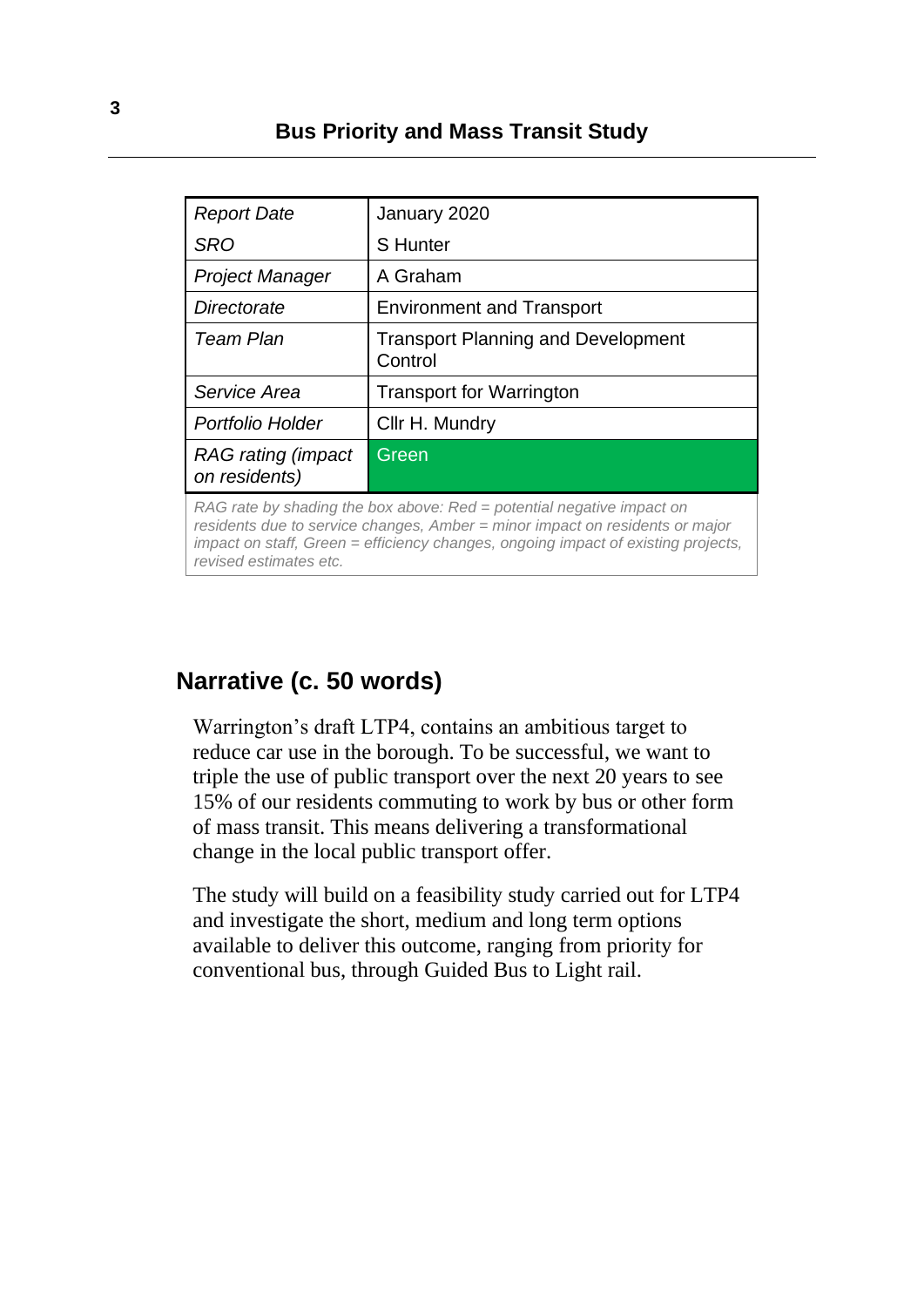## Bus Priority and Mass Transit Study

| *Report Date* | January 2020 |
|---|---|
| *SRO* | S Hunter |
| *Project Manager* | A Graham |
| *Directorate* | Environment and Transport |
| *Team Plan* | Transport Planning and Development Control |
| *Service Area* | Transport for Warrington |
| *Portfolio Holder* | Cllr H. Mundry |
| *RAG rating (impact on residents)* | Green |

*RAG rate by shading the box above: Red = potential negative impact on residents due to service changes, Amber = minor impact on residents or major impact on staff, Green = efficiency changes, ongoing impact of existing projects, revised estimates etc.*

## Narrative (c. 50 words)

Warrington's draft LTP4, contains an ambitious target to reduce car use in the borough. To be successful, we want to triple the use of public transport over the next 20 years to see 15% of our residents commuting to work by bus or other form of mass transit. This means delivering a transformational change in the local public transport offer.

The study will build on a feasibility study carried out for LTP4 and investigate the short, medium and long term options available to deliver this outcome, ranging from priority for conventional bus, through Guided Bus to Light rail.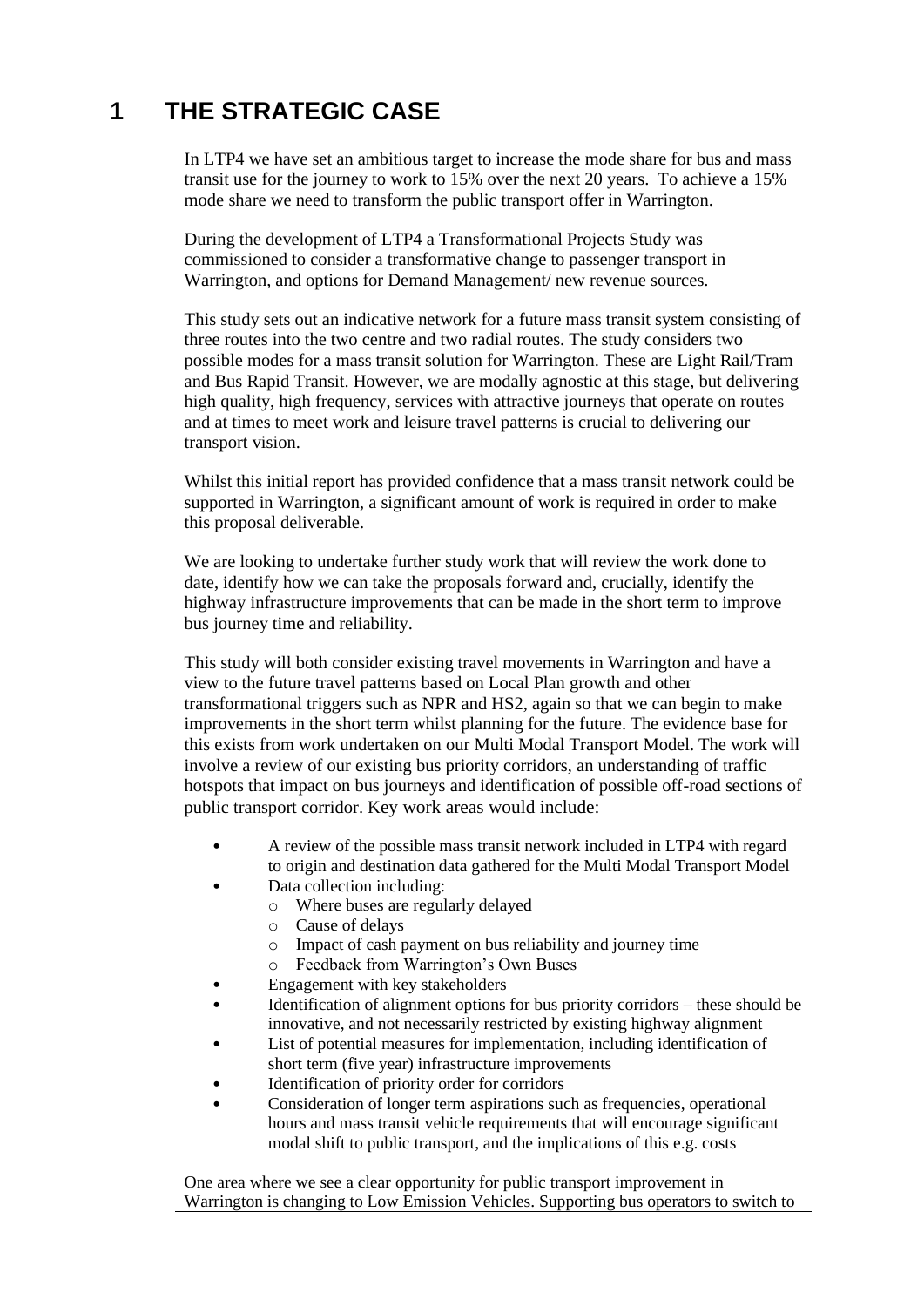# 1 THE STRATEGIC CASE

In LTP4 we have set an ambitious target to increase the mode share for bus and mass transit use for the journey to work to 15% over the next 20 years. To achieve a 15% mode share we need to transform the public transport offer in Warrington.

During the development of LTP4 a Transformational Projects Study was commissioned to consider a transformative change to passenger transport in Warrington, and options for Demand Management/ new revenue sources.

This study sets out an indicative network for a future mass transit system consisting of three routes into the two centre and two radial routes. The study considers two possible modes for a mass transit solution for Warrington. These are Light Rail/Tram and Bus Rapid Transit. However, we are modally agnostic at this stage, but delivering high quality, high frequency, services with attractive journeys that operate on routes and at times to meet work and leisure travel patterns is crucial to delivering our transport vision.

Whilst this initial report has provided confidence that a mass transit network could be supported in Warrington, a significant amount of work is required in order to make this proposal deliverable.

We are looking to undertake further study work that will review the work done to date, identify how we can take the proposals forward and, crucially, identify the highway infrastructure improvements that can be made in the short term to improve bus journey time and reliability.

This study will both consider existing travel movements in Warrington and have a view to the future travel patterns based on Local Plan growth and other transformational triggers such as NPR and HS2, again so that we can begin to make improvements in the short term whilst planning for the future. The evidence base for this exists from work undertaken on our Multi Modal Transport Model. The work will involve a review of our existing bus priority corridors, an understanding of traffic hotspots that impact on bus journeys and identification of possible off-road sections of public transport corridor. Key work areas would include:

- A review of the possible mass transit network included in LTP4 with regard to origin and destination data gathered for the Multi Modal Transport Model
- Data collection including:
  - Where buses are regularly delayed
  - Cause of delays
  - Impact of cash payment on bus reliability and journey time
  - Feedback from Warrington's Own Buses
- Engagement with key stakeholders
- Identification of alignment options for bus priority corridors – these should be innovative, and not necessarily restricted by existing highway alignment
- List of potential measures for implementation, including identification of short term (five year) infrastructure improvements
- Identification of priority order for corridors
- Consideration of longer term aspirations such as frequencies, operational hours and mass transit vehicle requirements that will encourage significant modal shift to public transport, and the implications of this e.g. costs

One area where we see a clear opportunity for public transport improvement in Warrington is changing to Low Emission Vehicles. Supporting bus operators to switch to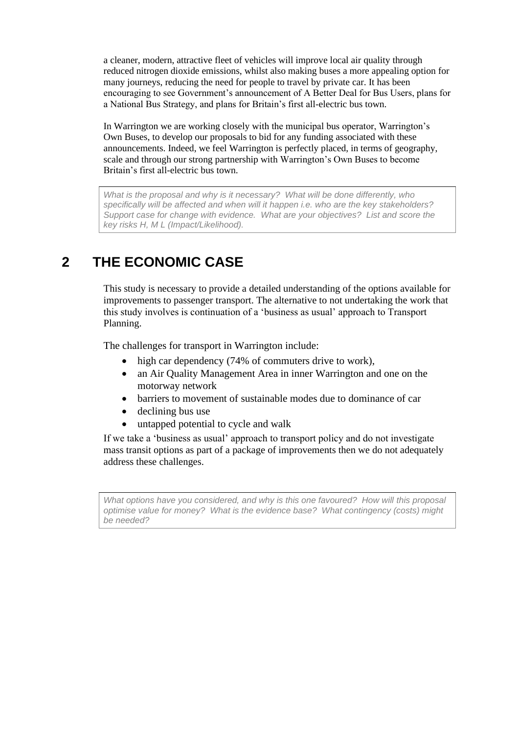a cleaner, modern, attractive fleet of vehicles will improve local air quality through reduced nitrogen dioxide emissions, whilst also making buses a more appealing option for many journeys, reducing the need for people to travel by private car. It has been encouraging to see Government's announcement of A Better Deal for Bus Users, plans for a National Bus Strategy, and plans for Britain's first all-electric bus town.

In Warrington we are working closely with the municipal bus operator, Warrington's Own Buses, to develop our proposals to bid for any funding associated with these announcements. Indeed, we feel Warrington is perfectly placed, in terms of geography, scale and through our strong partnership with Warrington's Own Buses to become Britain's first all-electric bus town.

*What is the proposal and why is it necessary? What will be done differently, who specifically will be affected and when will it happen i.e. who are the key stakeholders? Support case for change with evidence. What are your objectives? List and score the key risks H, M L (Impact/Likelihood).*

# 2 THE ECONOMIC CASE

This study is necessary to provide a detailed understanding of the options available for improvements to passenger transport. The alternative to not undertaking the work that this study involves is continuation of a 'business as usual' approach to Transport Planning.

The challenges for transport in Warrington include:

- high car dependency (74% of commuters drive to work),
- an Air Quality Management Area in inner Warrington and one on the motorway network
- barriers to movement of sustainable modes due to dominance of car
- declining bus use
- untapped potential to cycle and walk

If we take a 'business as usual' approach to transport policy and do not investigate mass transit options as part of a package of improvements then we do not adequately address these challenges.

*What options have you considered, and why is this one favoured? How will this proposal optimise value for money? What is the evidence base? What contingency (costs) might be needed?*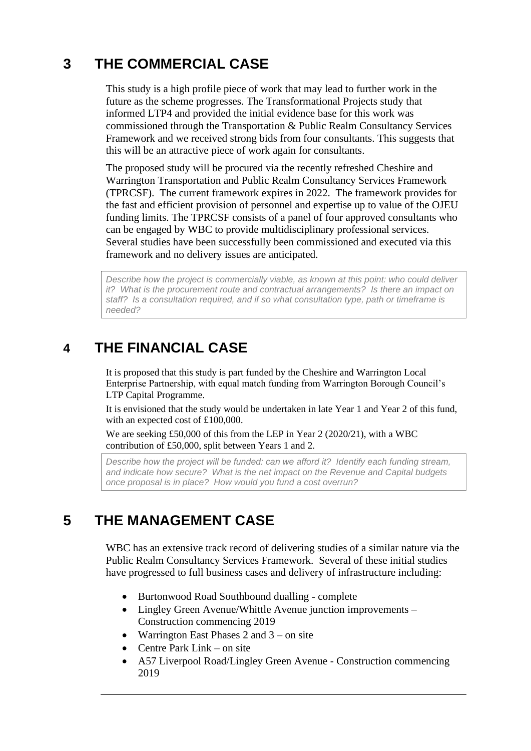# 3 THE COMMERCIAL CASE

This study is a high profile piece of work that may lead to further work in the future as the scheme progresses. The Transformational Projects study that informed LTP4 and provided the initial evidence base for this work was commissioned through the Transportation & Public Realm Consultancy Services Framework and we received strong bids from four consultants. This suggests that this will be an attractive piece of work again for consultants.

The proposed study will be procured via the recently refreshed Cheshire and Warrington Transportation and Public Realm Consultancy Services Framework (TPRCSF). The current framework expires in 2022. The framework provides for the fast and efficient provision of personnel and expertise up to value of the OJEU funding limits. The TPRCSF consists of a panel of four approved consultants who can be engaged by WBC to provide multidisciplinary professional services. Several studies have been successfully been commissioned and executed via this framework and no delivery issues are anticipated.

*Describe how the project is commercially viable, as known at this point: who could deliver it? What is the procurement route and contractual arrangements? Is there an impact on staff? Is a consultation required, and if so what consultation type, path or timeframe is needed?*

# 4 THE FINANCIAL CASE

It is proposed that this study is part funded by the Cheshire and Warrington Local Enterprise Partnership, with equal match funding from Warrington Borough Council's LTP Capital Programme.

It is envisioned that the study would be undertaken in late Year 1 and Year 2 of this fund, with an expected cost of £100,000.

We are seeking £50,000 of this from the LEP in Year 2 (2020/21), with a WBC contribution of £50,000, split between Years 1 and 2.

*Describe how the project will be funded: can we afford it? Identify each funding stream, and indicate how secure? What is the net impact on the Revenue and Capital budgets once proposal is in place? How would you fund a cost overrun?*

# 5 THE MANAGEMENT CASE

WBC has an extensive track record of delivering studies of a similar nature via the Public Realm Consultancy Services Framework. Several of these initial studies have progressed to full business cases and delivery of infrastructure including:

- Burtonwood Road Southbound dualling - complete
- Lingley Green Avenue/Whittle Avenue junction improvements – Construction commencing 2019
- Warrington East Phases 2 and 3 – on site
- Centre Park Link – on site
- A57 Liverpool Road/Lingley Green Avenue - Construction commencing 2019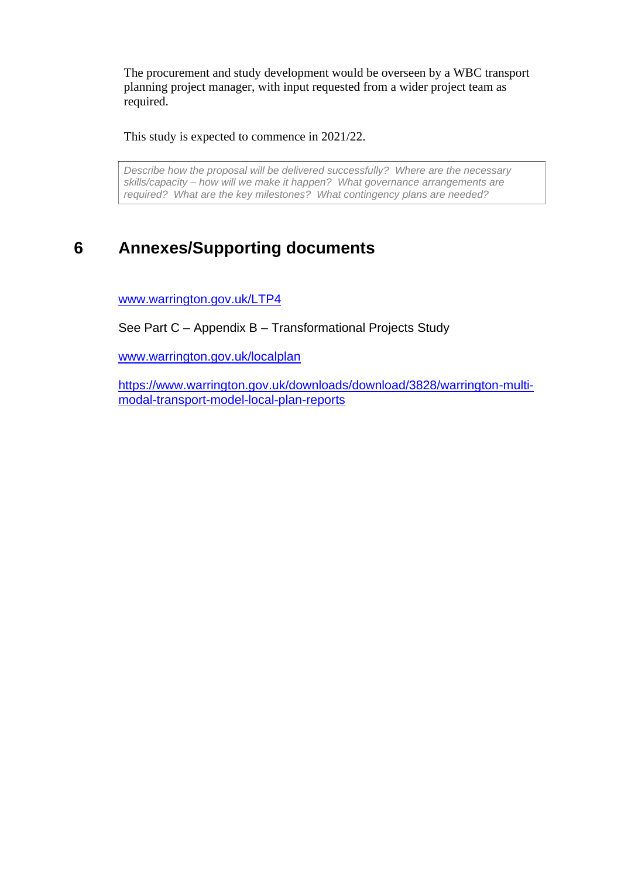The procurement and study development would be overseen by a WBC transport planning project manager, with input requested from a wider project team as required.

This study is expected to commence in 2021/22.

| *Describe how the proposal will be delivered successfully? Where are the necessary skills/capacity – how will we make it happen? What governance arrangements are required? What are the key milestones? What contingency plans are needed?* |
|---|

## 6 Annexes/Supporting documents

www.warrington.gov.uk/LTP4

See Part C – Appendix B – Transformational Projects Study

www.warrington.gov.uk/localplan

https://www.warrington.gov.uk/downloads/download/3828/warrington-multi-modal-transport-model-local-plan-reports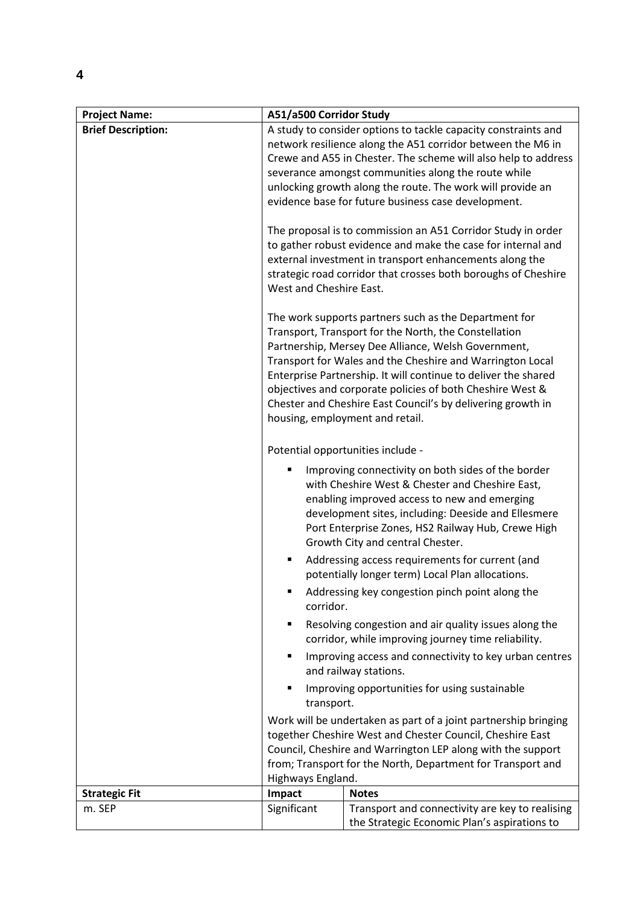| **Project Name:** | **A51/a500 Corridor Study** | |
|---|---|---|
| **Brief Description:** | A study to consider options to tackle capacity constraints and network resilience along the A51 corridor between the M6 in Crewe and A55 in Chester. The scheme will also help to address severance amongst communities along the route while unlocking growth along the route. The work will provide an evidence base for future business case development.<br><br>The proposal is to commission an A51 Corridor Study in order to gather robust evidence and make the case for internal and external investment in transport enhancements along the strategic road corridor that crosses both boroughs of Cheshire West and Cheshire East.<br><br>The work supports partners such as the Department for Transport, Transport for the North, the Constellation Partnership, Mersey Dee Alliance, Welsh Government, Transport for Wales and the Cheshire and Warrington Local Enterprise Partnership. It will continue to deliver the shared objectives and corporate policies of both Cheshire West & Chester and Cheshire East Council's by delivering growth in housing, employment and retail.<br><br>Potential opportunities include -<br>▪ Improving connectivity on both sides of the border with Cheshire West & Chester and Cheshire East, enabling improved access to new and emerging development sites, including: Deeside and Ellesmere Port Enterprise Zones, HS2 Railway Hub, Crewe High Growth City and central Chester.<br>▪ Addressing access requirements for current (and potentially longer term) Local Plan allocations.<br>▪ Addressing key congestion pinch point along the corridor.<br>▪ Resolving congestion and air quality issues along the corridor, while improving journey time reliability.<br>▪ Improving access and connectivity to key urban centres and railway stations.<br>▪ Improving opportunities for using sustainable transport.<br><br>Work will be undertaken as part of a joint partnership bringing together Cheshire West and Chester Council, Cheshire East Council, Cheshire and Warrington LEP along with the support from; Transport for the North, Department for Transport and Highways England. | |
| **Strategic Fit** | **Impact** | **Notes** |
| m. SEP | Significant | Transport and connectivity are key to realising the Strategic Economic Plan's aspirations to |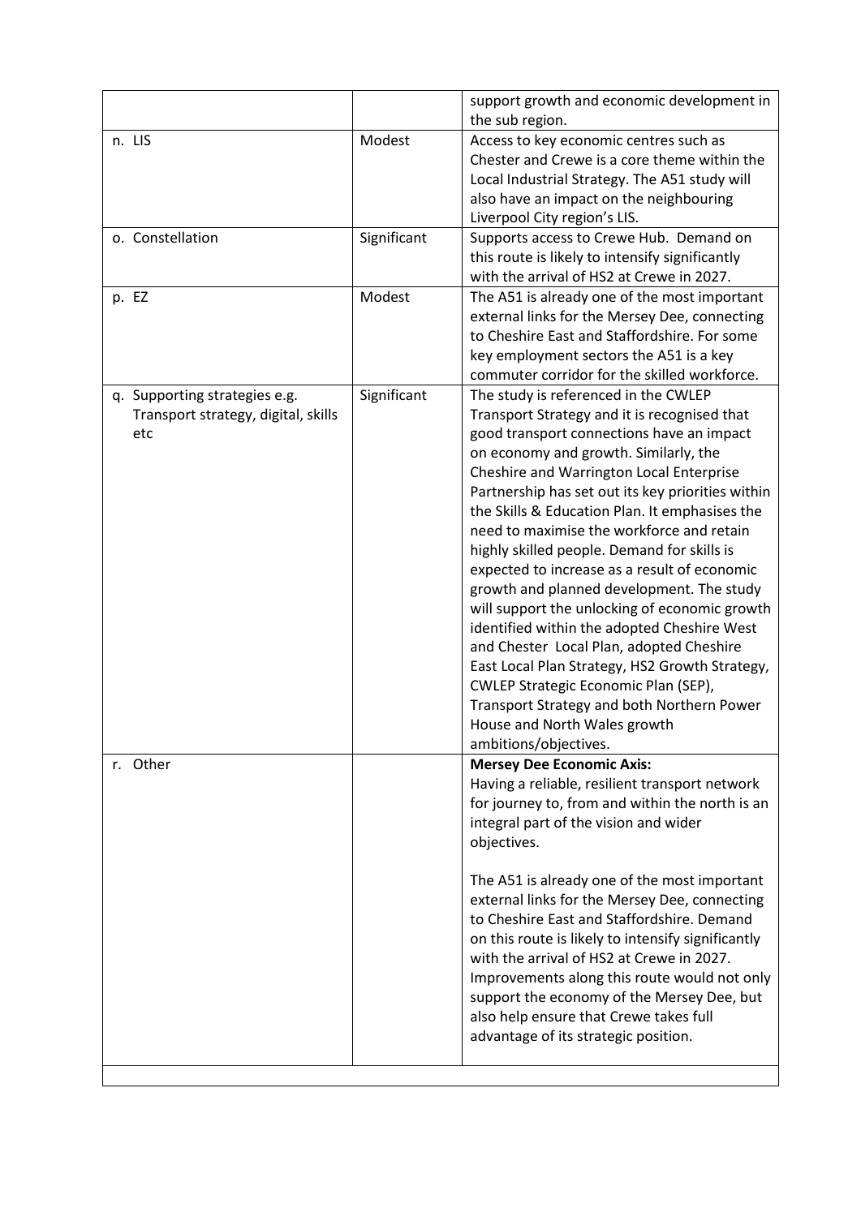| | | |
|---|---|---|
| | | support growth and economic development in the sub region. |
| n. LIS | Modest | Access to key economic centres such as Chester and Crewe is a core theme within the Local Industrial Strategy. The A51 study will also have an impact on the neighbouring Liverpool City region's LIS. |
| o. Constellation | Significant | Supports access to Crewe Hub. Demand on this route is likely to intensify significantly with the arrival of HS2 at Crewe in 2027. |
| p. EZ | Modest | The A51 is already one of the most important external links for the Mersey Dee, connecting to Cheshire East and Staffordshire. For some key employment sectors the A51 is a key commuter corridor for the skilled workforce. |
| q. Supporting strategies e.g. Transport strategy, digital, skills etc | Significant | The study is referenced in the CWLEP Transport Strategy and it is recognised that good transport connections have an impact on economy and growth. Similarly, the Cheshire and Warrington Local Enterprise Partnership has set out its key priorities within the Skills & Education Plan. It emphasises the need to maximise the workforce and retain highly skilled people. Demand for skills is expected to increase as a result of economic growth and planned development. The study will support the unlocking of economic growth identified within the adopted Cheshire West and Chester Local Plan, adopted Cheshire East Local Plan Strategy, HS2 Growth Strategy, CWLEP Strategic Economic Plan (SEP), Transport Strategy and both Northern Power House and North Wales growth ambitions/objectives. |
| r. Other | | **Mersey Dee Economic Axis:** Having a reliable, resilient transport network for journey to, from and within the north is an integral part of the vision and wider objectives.<br><br>The A51 is already one of the most important external links for the Mersey Dee, connecting to Cheshire East and Staffordshire. Demand on this route is likely to intensify significantly with the arrival of HS2 at Crewe in 2027. Improvements along this route would not only support the economy of the Mersey Dee, but also help ensure that Crewe takes full advantage of its strategic position. |
| | | |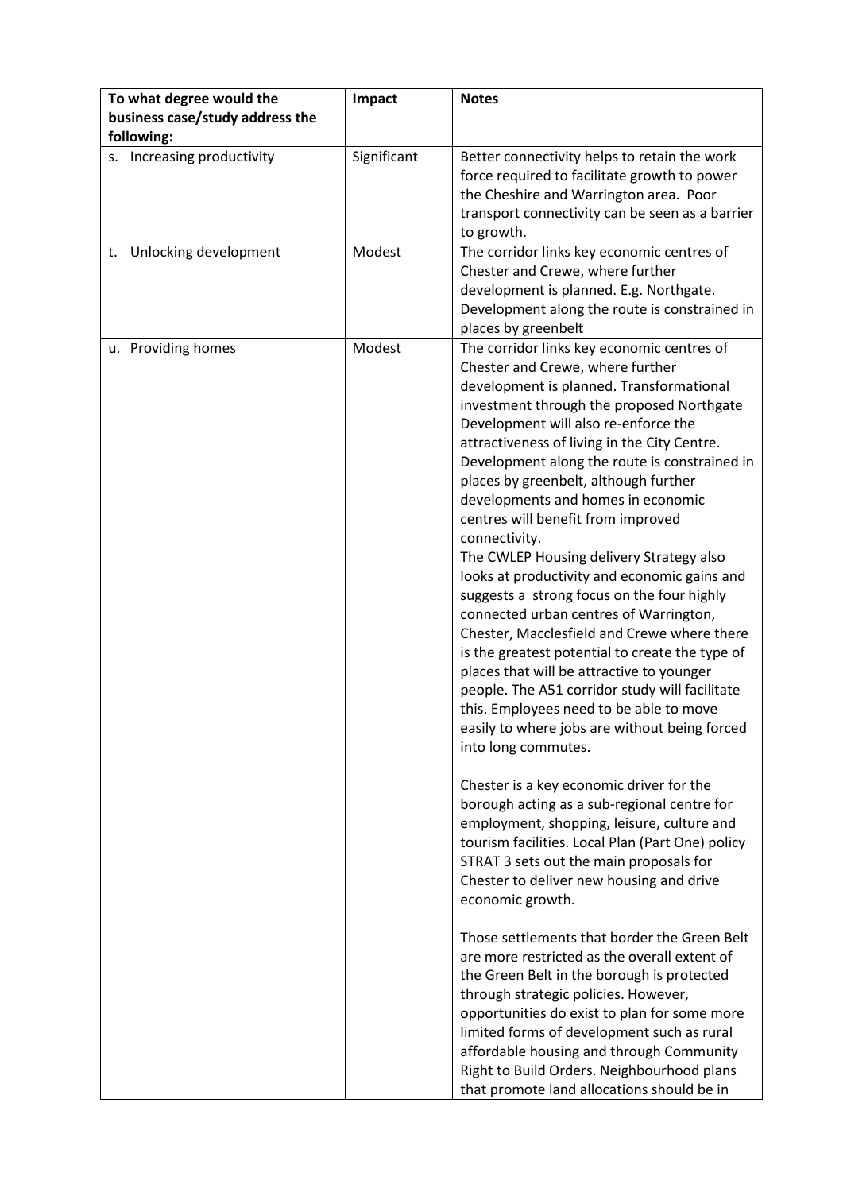| To what degree would the business case/study address the following: | Impact | Notes |
|---|---|---|
| s. Increasing productivity | Significant | Better connectivity helps to retain the work force required to facilitate growth to power the Cheshire and Warrington area. Poor transport connectivity can be seen as a barrier to growth. |
| t. Unlocking development | Modest | The corridor links key economic centres of Chester and Crewe, where further development is planned. E.g. Northgate. Development along the route is constrained in places by greenbelt |
| u. Providing homes | Modest | The corridor links key economic centres of Chester and Crewe, where further development is planned. Transformational investment through the proposed Northgate Development will also re-enforce the attractiveness of living in the City Centre. Development along the route is constrained in places by greenbelt, although further developments and homes in economic centres will benefit from improved connectivity.<br>The CWLEP Housing delivery Strategy also looks at productivity and economic gains and suggests a strong focus on the four highly connected urban centres of Warrington, Chester, Macclesfield and Crewe where there is the greatest potential to create the type of places that will be attractive to younger people. The A51 corridor study will facilitate this. Employees need to be able to move easily to where jobs are without being forced into long commutes.<br><br>Chester is a key economic driver for the borough acting as a sub-regional centre for employment, shopping, leisure, culture and tourism facilities. Local Plan (Part One) policy STRAT 3 sets out the main proposals for Chester to deliver new housing and drive economic growth.<br><br>Those settlements that border the Green Belt are more restricted as the overall extent of the Green Belt in the borough is protected through strategic policies. However, opportunities do exist to plan for some more limited forms of development such as rural affordable housing and through Community Right to Build Orders. Neighbourhood plans that promote land allocations should be in |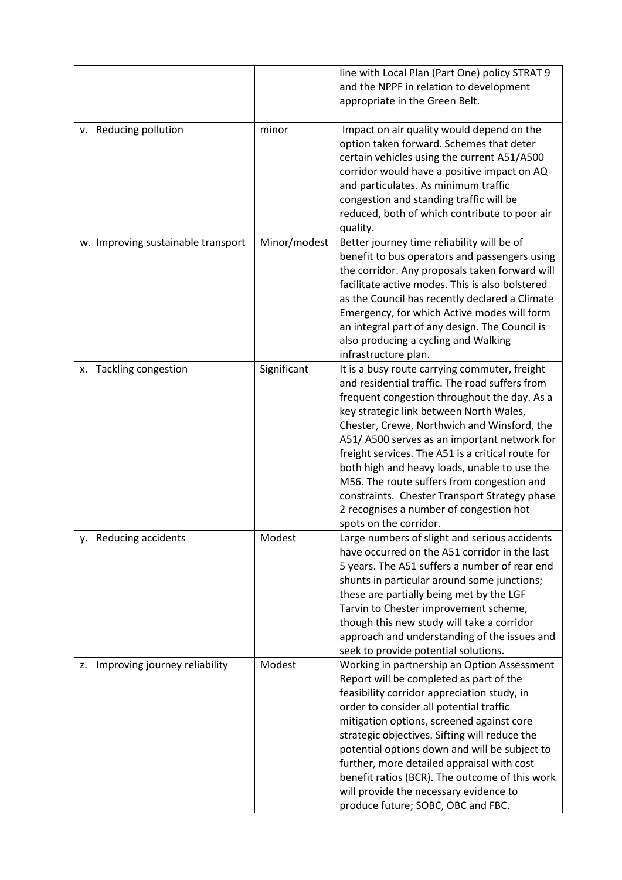| | | |
|---|---|---|
| | | line with Local Plan (Part One) policy STRAT 9 and the NPPF in relation to development appropriate in the Green Belt. |
| v. Reducing pollution | minor | Impact on air quality would depend on the option taken forward. Schemes that deter certain vehicles using the current A51/A500 corridor would have a positive impact on AQ and particulates. As minimum traffic congestion and standing traffic will be reduced, both of which contribute to poor air quality. |
| w. Improving sustainable transport | Minor/modest | Better journey time reliability will be of benefit to bus operators and passengers using the corridor. Any proposals taken forward will facilitate active modes. This is also bolstered as the Council has recently declared a Climate Emergency, for which Active modes will form an integral part of any design. The Council is also producing a cycling and Walking infrastructure plan. |
| x. Tackling congestion | Significant | It is a busy route carrying commuter, freight and residential traffic. The road suffers from frequent congestion throughout the day. As a key strategic link between North Wales, Chester, Crewe, Northwich and Winsford, the A51/ A500 serves as an important network for freight services. The A51 is a critical route for both high and heavy loads, unable to use the M56. The route suffers from congestion and constraints. Chester Transport Strategy phase 2 recognises a number of congestion hot spots on the corridor. |
| y. Reducing accidents | Modest | Large numbers of slight and serious accidents have occurred on the A51 corridor in the last 5 years. The A51 suffers a number of rear end shunts in particular around some junctions; these are partially being met by the LGF Tarvin to Chester improvement scheme, though this new study will take a corridor approach and understanding of the issues and seek to provide potential solutions. |
| z. Improving journey reliability | Modest | Working in partnership an Option Assessment Report will be completed as part of the feasibility corridor appreciation study, in order to consider all potential traffic mitigation options, screened against core strategic objectives. Sifting will reduce the potential options down and will be subject to further, more detailed appraisal with cost benefit ratios (BCR). The outcome of this work will provide the necessary evidence to produce future; SOBC, OBC and FBC. |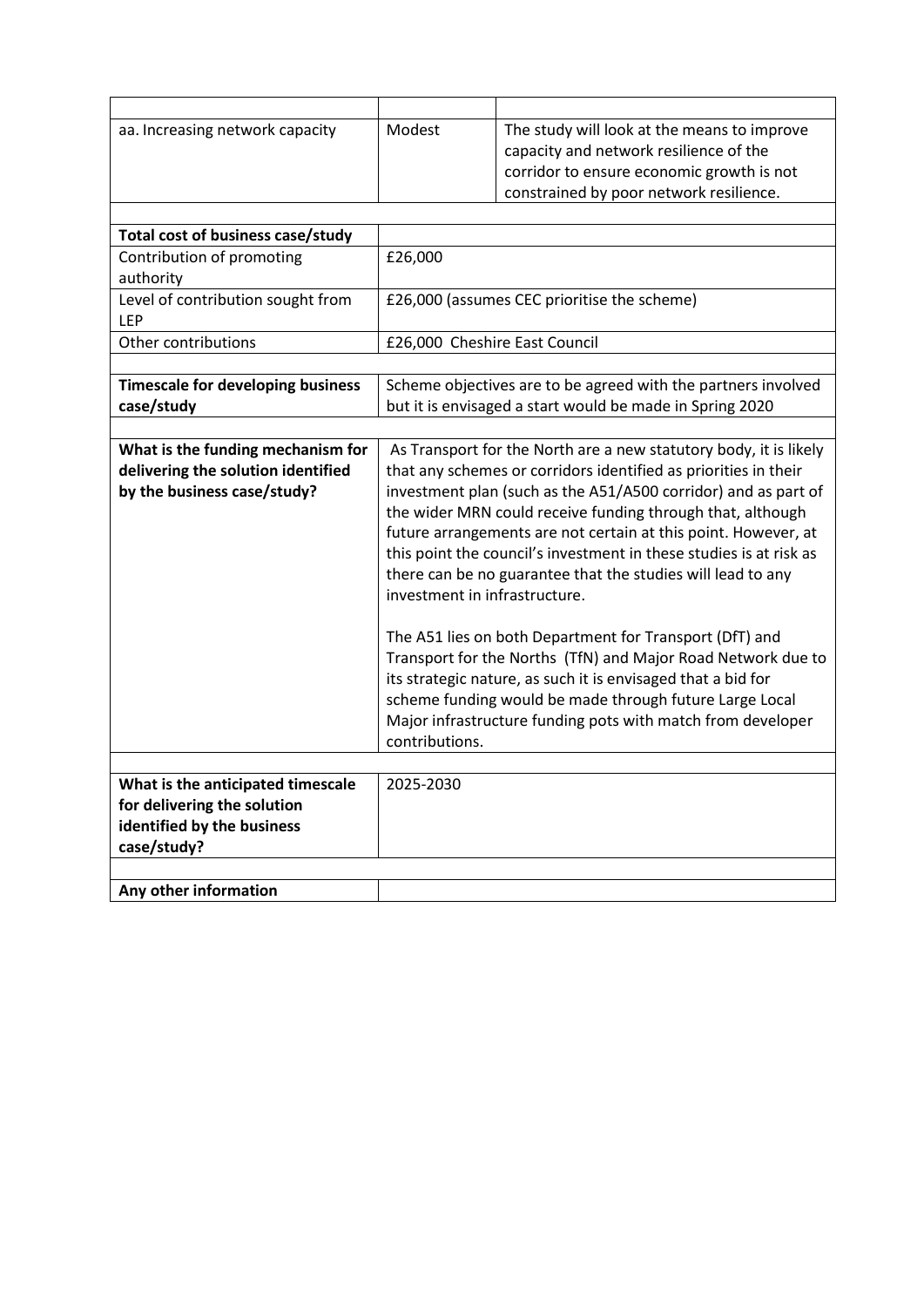| | | |
|---|---|---|
| aa. Increasing network capacity | Modest | The study will look at the means to improve capacity and network resilience of the corridor to ensure economic growth is not constrained by poor network resilience. |

| | |
|---|---|
| **Total cost of business case/study** | |
| Contribution of promoting authority | £26,000 |
| Level of contribution sought from LEP | £26,000 (assumes CEC prioritise the scheme) |
| Other contributions | £26,000 Cheshire East Council |

| | |
|---|---|
| **Timescale for developing business case/study** | Scheme objectives are to be agreed with the partners involved but it is envisaged a start would be made in Spring 2020 |

| | |
|---|---|
| **What is the funding mechanism for delivering the solution identified by the business case/study?** | As Transport for the North are a new statutory body, it is likely that any schemes or corridors identified as priorities in their investment plan (such as the A51/A500 corridor) and as part of the wider MRN could receive funding through that, although future arrangements are not certain at this point. However, at this point the council's investment in these studies is at risk as there can be no guarantee that the studies will lead to any investment in infrastructure.<br><br>The A51 lies on both Department for Transport (DfT) and Transport for the Norths (TfN) and Major Road Network due to its strategic nature, as such it is envisaged that a bid for scheme funding would be made through future Large Local Major infrastructure funding pots with match from developer contributions. |

| | |
|---|---|
| **What is the anticipated timescale for delivering the solution identified by the business case/study?** | 2025-2030 |

| | |
|---|---|
| **Any other information** | |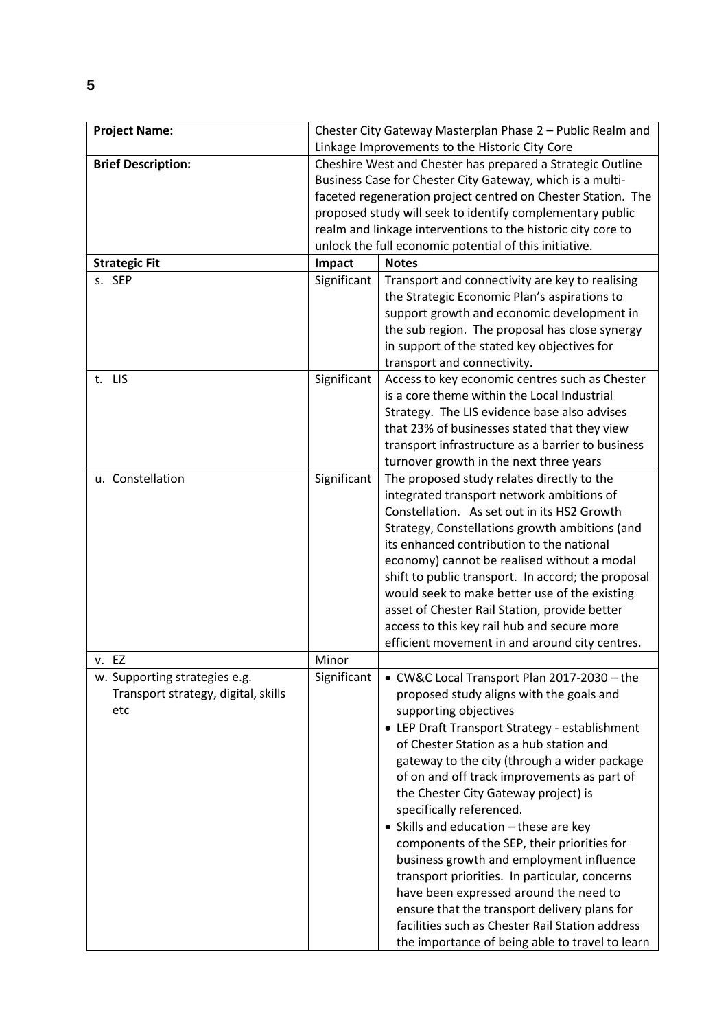| **Project Name:** | Chester City Gateway Masterplan Phase 2 – Public Realm and Linkage Improvements to the Historic City Core | |
|---|---|---|
| **Brief Description:** | Cheshire West and Chester has prepared a Strategic Outline Business Case for Chester City Gateway, which is a multi-faceted regeneration project centred on Chester Station. The proposed study will seek to identify complementary public realm and linkage interventions to the historic city core to unlock the full economic potential of this initiative. | |
| **Strategic Fit** | **Impact** | **Notes** |
| s. SEP | Significant | Transport and connectivity are key to realising the Strategic Economic Plan's aspirations to support growth and economic development in the sub region. The proposal has close synergy in support of the stated key objectives for transport and connectivity. |
| t. LIS | Significant | Access to key economic centres such as Chester is a core theme within the Local Industrial Strategy. The LIS evidence base also advises that 23% of businesses stated that they view transport infrastructure as a barrier to business turnover growth in the next three years |
| u. Constellation | Significant | The proposed study relates directly to the integrated transport network ambitions of Constellation. As set out in its HS2 Growth Strategy, Constellations growth ambitions (and its enhanced contribution to the national economy) cannot be realised without a modal shift to public transport. In accord; the proposal would seek to make better use of the existing asset of Chester Rail Station, provide better access to this key rail hub and secure more efficient movement in and around city centres. |
| v. EZ | Minor | |
| w. Supporting strategies e.g. Transport strategy, digital, skills etc | Significant | • CW&C Local Transport Plan 2017-2030 – the proposed study aligns with the goals and supporting objectives<br>• LEP Draft Transport Strategy - establishment of Chester Station as a hub station and gateway to the city (through a wider package of on and off track improvements as part of the Chester City Gateway project) is specifically referenced.<br>• Skills and education – these are key components of the SEP, their priorities for business growth and employment influence transport priorities. In particular, concerns have been expressed around the need to ensure that the transport delivery plans for facilities such as Chester Rail Station address the importance of being able to travel to learn |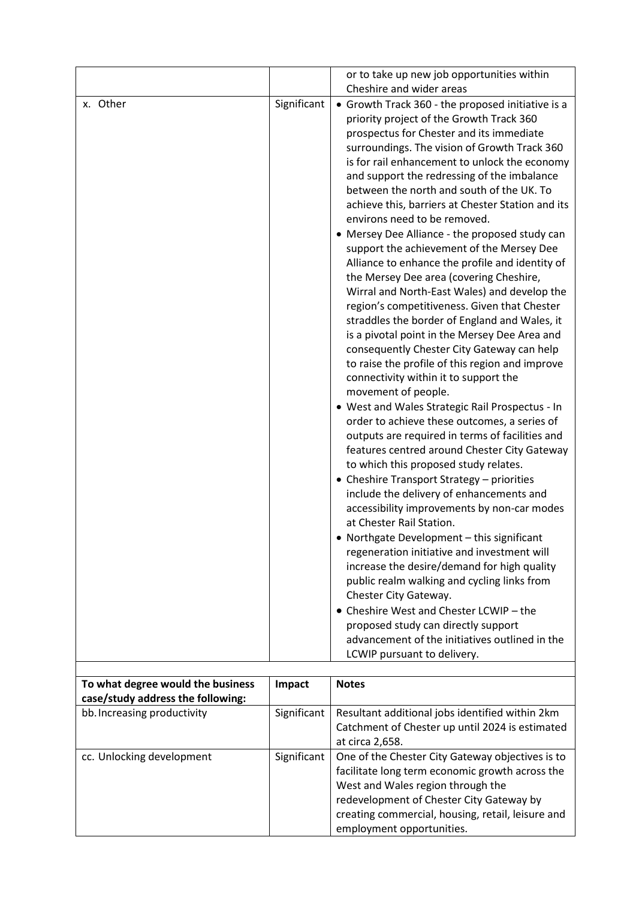| | | |
|---|---|---|
| | | or to take up new job opportunities within Cheshire and wider areas |
| x. Other | Significant | • Growth Track 360 - the proposed initiative is a priority project of the Growth Track 360 prospectus for Chester and its immediate surroundings. The vision of Growth Track 360 is for rail enhancement to unlock the economy and support the redressing of the imbalance between the north and south of the UK. To achieve this, barriers at Chester Station and its environs need to be removed.<br>• Mersey Dee Alliance - the proposed study can support the achievement of the Mersey Dee Alliance to enhance the profile and identity of the Mersey Dee area (covering Cheshire, Wirral and North-East Wales) and develop the region's competitiveness. Given that Chester straddles the border of England and Wales, it is a pivotal point in the Mersey Dee Area and consequently Chester City Gateway can help to raise the profile of this region and improve connectivity within it to support the movement of people.<br>• West and Wales Strategic Rail Prospectus - In order to achieve these outcomes, a series of outputs are required in terms of facilities and features centred around Chester City Gateway to which this proposed study relates.<br>• Cheshire Transport Strategy – priorities include the delivery of enhancements and accessibility improvements by non-car modes at Chester Rail Station.<br>• Northgate Development – this significant regeneration initiative and investment will increase the desire/demand for high quality public realm walking and cycling links from Chester City Gateway.<br>• Cheshire West and Chester LCWIP – the proposed study can directly support advancement of the initiatives outlined in the LCWIP pursuant to delivery. |

| **To what degree would the business case/study address the following:** | **Impact** | **Notes** |
|---|---|---|
| bb. Increasing productivity | Significant | Resultant additional jobs identified within 2km Catchment of Chester up until 2024 is estimated at circa 2,658. |
| cc. Unlocking development | Significant | One of the Chester City Gateway objectives is to facilitate long term economic growth across the West and Wales region through the redevelopment of Chester City Gateway by creating commercial, housing, retail, leisure and employment opportunities. |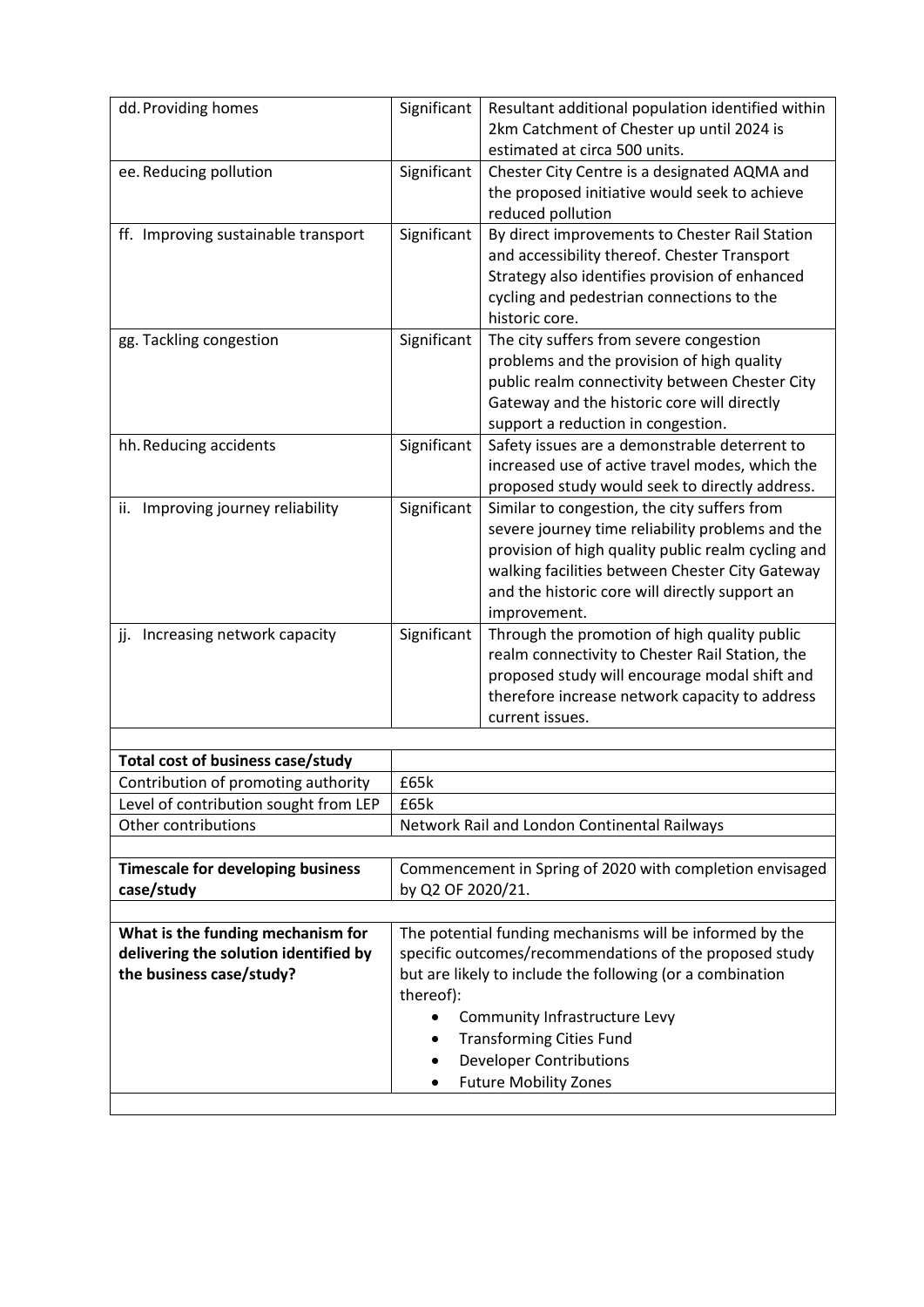| | | |
|---|---|---|
| dd. Providing homes | Significant | Resultant additional population identified within 2km Catchment of Chester up until 2024 is estimated at circa 500 units. |
| ee. Reducing pollution | Significant | Chester City Centre is a designated AQMA and the proposed initiative would seek to achieve reduced pollution |
| ff. Improving sustainable transport | Significant | By direct improvements to Chester Rail Station and accessibility thereof. Chester Transport Strategy also identifies provision of enhanced cycling and pedestrian connections to the historic core. |
| gg. Tackling congestion | Significant | The city suffers from severe congestion problems and the provision of high quality public realm connectivity between Chester City Gateway and the historic core will directly support a reduction in congestion. |
| hh. Reducing accidents | Significant | Safety issues are a demonstrable deterrent to increased use of active travel modes, which the proposed study would seek to directly address. |
| ii. Improving journey reliability | Significant | Similar to congestion, the city suffers from severe journey time reliability problems and the provision of high quality public realm cycling and walking facilities between Chester City Gateway and the historic core will directly support an improvement. |
| jj. Increasing network capacity | Significant | Through the promotion of high quality public realm connectivity to Chester Rail Station, the proposed study will encourage modal shift and therefore increase network capacity to address current issues. |

| | |
|---|---|
| **Total cost of business case/study** | |
| Contribution of promoting authority | £65k |
| Level of contribution sought from LEP | £65k |
| Other contributions | Network Rail and London Continental Railways |

| | |
|---|---|
| **Timescale for developing business case/study** | Commencement in Spring of 2020 with completion envisaged by Q2 OF 2020/21. |

| | |
|---|---|
| **What is the funding mechanism for delivering the solution identified by the business case/study?** | The potential funding mechanisms will be informed by the specific outcomes/recommendations of the proposed study but are likely to include the following (or a combination thereof):<br>• Community Infrastructure Levy<br>• Transforming Cities Fund<br>• Developer Contributions<br>• Future Mobility Zones |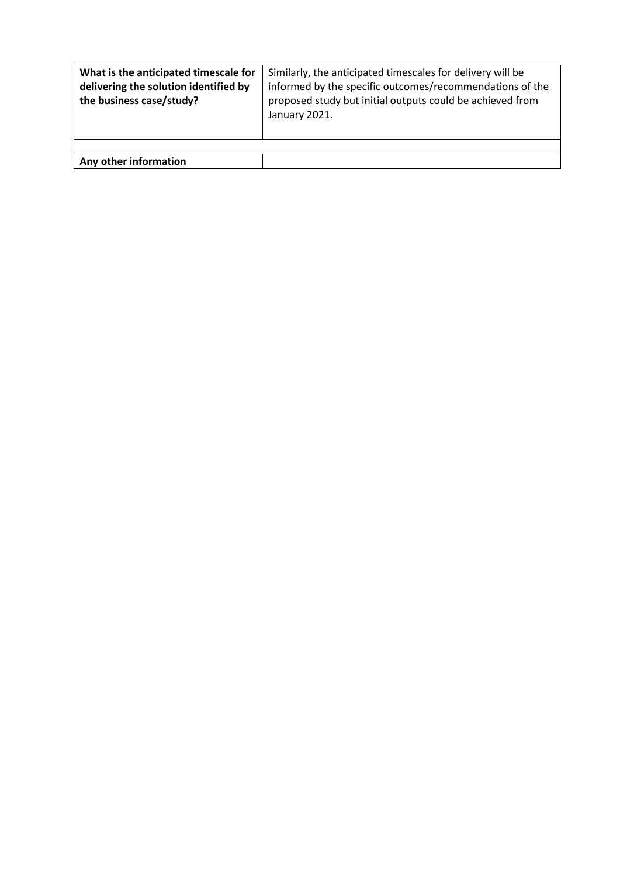| **What is the anticipated timescale for delivering the solution identified by the business case/study?** | Similarly, the anticipated timescales for delivery will be informed by the specific outcomes/recommendations of the proposed study but initial outputs could be achieved from January 2021. |
|---|---|
| | |
| **Any other information** | |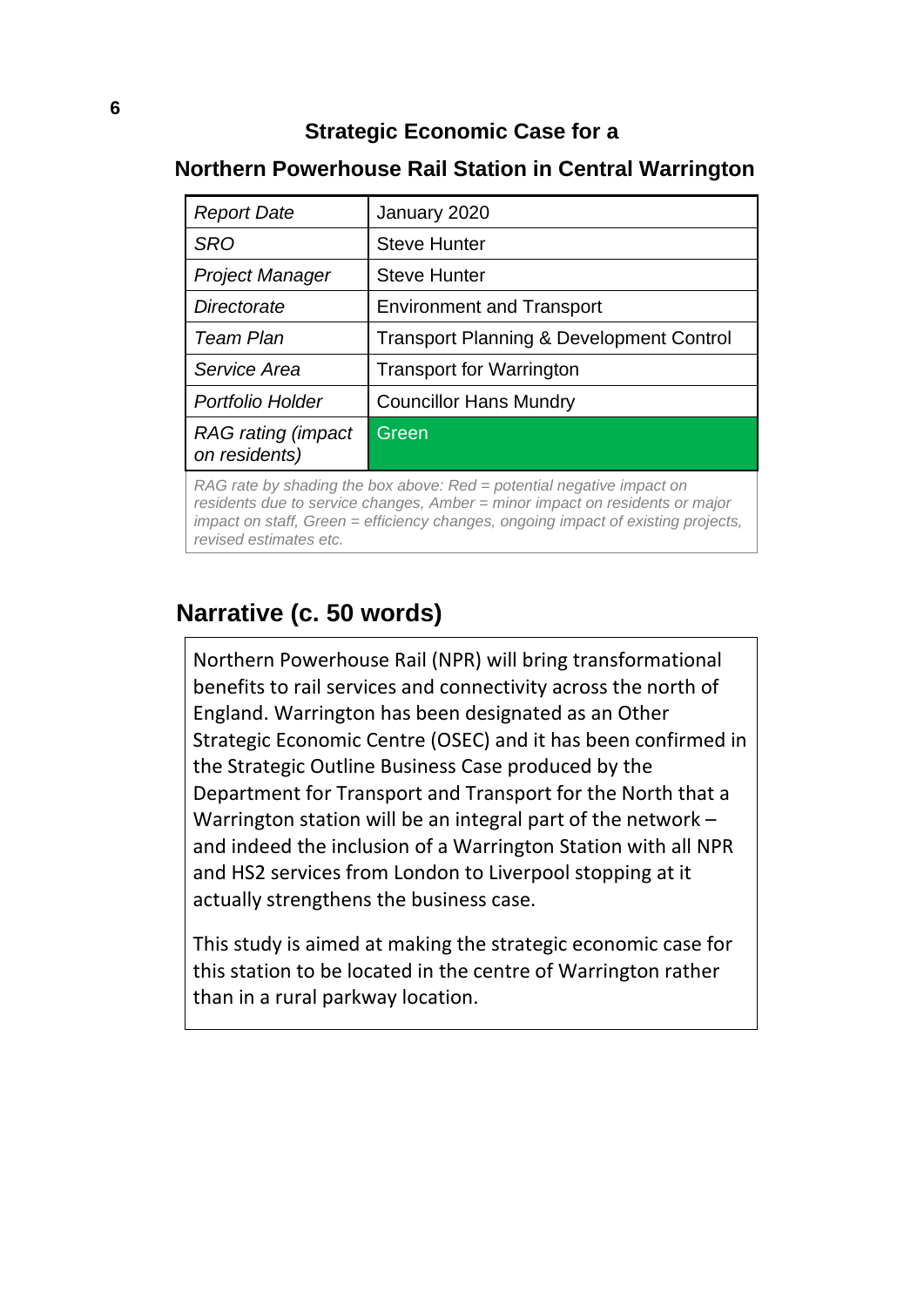## Strategic Economic Case for a

## Northern Powerhouse Rail Station in Central Warrington

| *Report Date* | January 2020 |
|---|---|
| *SRO* | Steve Hunter |
| *Project Manager* | Steve Hunter |
| *Directorate* | Environment and Transport |
| *Team Plan* | Transport Planning & Development Control |
| *Service Area* | Transport for Warrington |
| *Portfolio Holder* | Councillor Hans Mundry |
| *RAG rating (impact on residents)* | Green |
| *RAG rate by shading the box above: Red = potential negative impact on residents due to service changes, Amber = minor impact on residents or major impact on staff, Green = efficiency changes, ongoing impact of existing projects, revised estimates etc.* | |

## Narrative (c. 50 words)

Northern Powerhouse Rail (NPR) will bring transformational benefits to rail services and connectivity across the north of England. Warrington has been designated as an Other Strategic Economic Centre (OSEC) and it has been confirmed in the Strategic Outline Business Case produced by the Department for Transport and Transport for the North that a Warrington station will be an integral part of the network – and indeed the inclusion of a Warrington Station with all NPR and HS2 services from London to Liverpool stopping at it actually strengthens the business case.

This study is aimed at making the strategic economic case for this station to be located in the centre of Warrington rather than in a rural parkway location.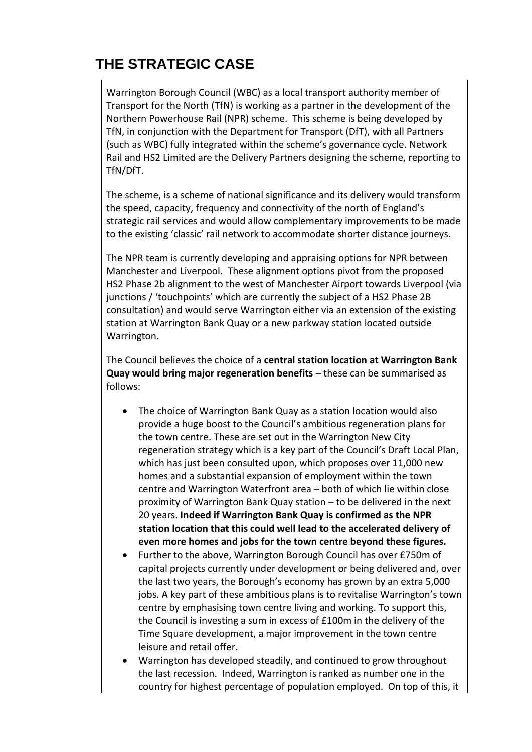# THE STRATEGIC CASE

Warrington Borough Council (WBC) as a local transport authority member of Transport for the North (TfN) is working as a partner in the development of the Northern Powerhouse Rail (NPR) scheme. This scheme is being developed by TfN, in conjunction with the Department for Transport (DfT), with all Partners (such as WBC) fully integrated within the scheme's governance cycle. Network Rail and HS2 Limited are the Delivery Partners designing the scheme, reporting to TfN/DfT.

The scheme, is a scheme of national significance and its delivery would transform the speed, capacity, frequency and connectivity of the north of England's strategic rail services and would allow complementary improvements to be made to the existing 'classic' rail network to accommodate shorter distance journeys.

The NPR team is currently developing and appraising options for NPR between Manchester and Liverpool. These alignment options pivot from the proposed HS2 Phase 2b alignment to the west of Manchester Airport towards Liverpool (via junctions / 'touchpoints' which are currently the subject of a HS2 Phase 2B consultation) and would serve Warrington either via an extension of the existing station at Warrington Bank Quay or a new parkway station located outside Warrington.

The Council believes the choice of a **central station location at Warrington Bank Quay would bring major regeneration benefits** – these can be summarised as follows:

- The choice of Warrington Bank Quay as a station location would also provide a huge boost to the Council's ambitious regeneration plans for the town centre. These are set out in the Warrington New City regeneration strategy which is a key part of the Council's Draft Local Plan, which has just been consulted upon, which proposes over 11,000 new homes and a substantial expansion of employment within the town centre and Warrington Waterfront area – both of which lie within close proximity of Warrington Bank Quay station – to be delivered in the next 20 years. **Indeed if Warrington Bank Quay is confirmed as the NPR station location that this could well lead to the accelerated delivery of even more homes and jobs for the town centre beyond these figures.**
- Further to the above, Warrington Borough Council has over £750m of capital projects currently under development or being delivered and, over the last two years, the Borough's economy has grown by an extra 5,000 jobs. A key part of these ambitious plans is to revitalise Warrington's town centre by emphasising town centre living and working. To support this, the Council is investing a sum in excess of £100m in the delivery of the Time Square development, a major improvement in the town centre leisure and retail offer.
- Warrington has developed steadily, and continued to grow throughout the last recession. Indeed, Warrington is ranked as number one in the country for highest percentage of population employed. On top of this, it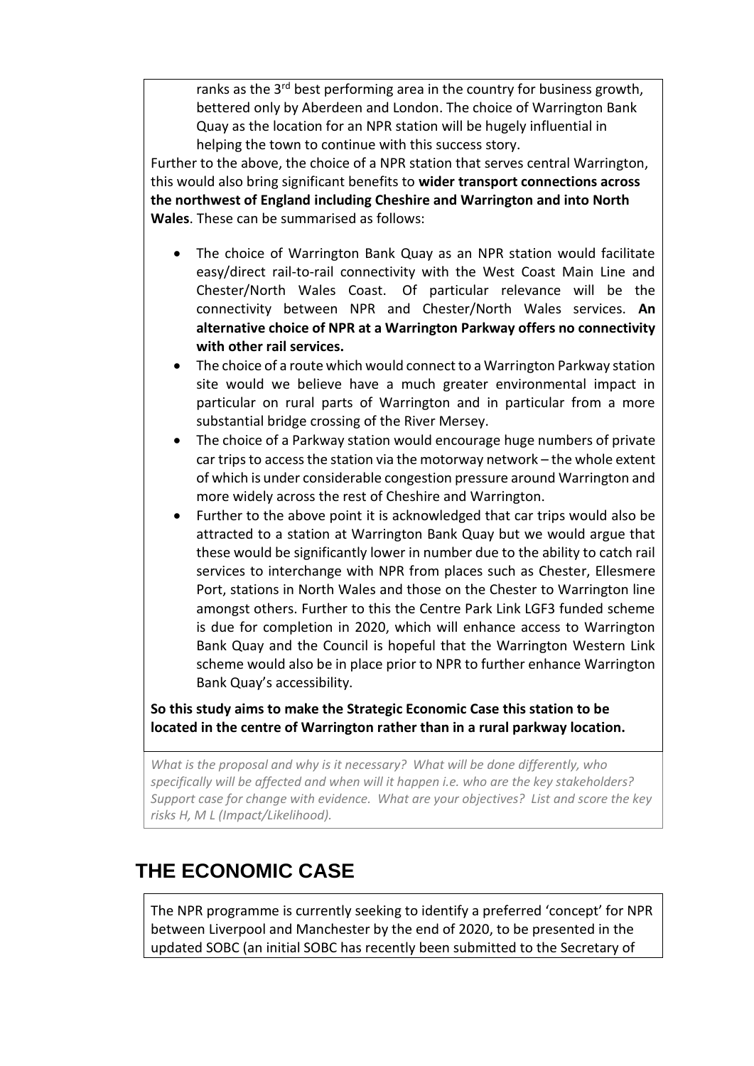ranks as the 3rd best performing area in the country for business growth, bettered only by Aberdeen and London. The choice of Warrington Bank Quay as the location for an NPR station will be hugely influential in helping the town to continue with this success story.

Further to the above, the choice of a NPR station that serves central Warrington, this would also bring significant benefits to **wider transport connections across the northwest of England including Cheshire and Warrington and into North Wales**. These can be summarised as follows:

- The choice of Warrington Bank Quay as an NPR station would facilitate easy/direct rail-to-rail connectivity with the West Coast Main Line and Chester/North Wales Coast. Of particular relevance will be the connectivity between NPR and Chester/North Wales services. **An alternative choice of NPR at a Warrington Parkway offers no connectivity with other rail services.**
- The choice of a route which would connect to a Warrington Parkway station site would we believe have a much greater environmental impact in particular on rural parts of Warrington and in particular from a more substantial bridge crossing of the River Mersey.
- The choice of a Parkway station would encourage huge numbers of private car trips to access the station via the motorway network – the whole extent of which is under considerable congestion pressure around Warrington and more widely across the rest of Cheshire and Warrington.
- Further to the above point it is acknowledged that car trips would also be attracted to a station at Warrington Bank Quay but we would argue that these would be significantly lower in number due to the ability to catch rail services to interchange with NPR from places such as Chester, Ellesmere Port, stations in North Wales and those on the Chester to Warrington line amongst others. Further to this the Centre Park Link LGF3 funded scheme is due for completion in 2020, which will enhance access to Warrington Bank Quay and the Council is hopeful that the Warrington Western Link scheme would also be in place prior to NPR to further enhance Warrington Bank Quay's accessibility.

**So this study aims to make the Strategic Economic Case this station to be located in the centre of Warrington rather than in a rural parkway location.**

*What is the proposal and why is it necessary? What will be done differently, who specifically will be affected and when will it happen i.e. who are the key stakeholders? Support case for change with evidence. What are your objectives? List and score the key risks H, M L (Impact/Likelihood).*

## THE ECONOMIC CASE

The NPR programme is currently seeking to identify a preferred 'concept' for NPR between Liverpool and Manchester by the end of 2020, to be presented in the updated SOBC (an initial SOBC has recently been submitted to the Secretary of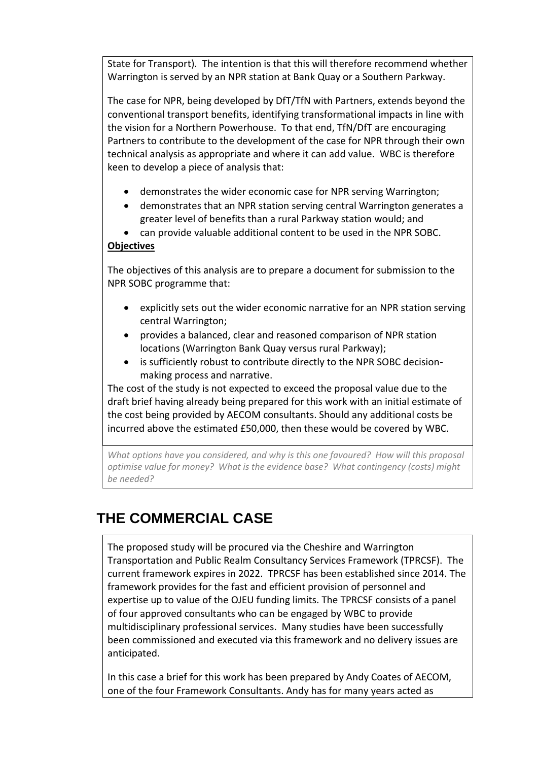State for Transport). The intention is that this will therefore recommend whether Warrington is served by an NPR station at Bank Quay or a Southern Parkway.

The case for NPR, being developed by DfT/TfN with Partners, extends beyond the conventional transport benefits, identifying transformational impacts in line with the vision for a Northern Powerhouse. To that end, TfN/DfT are encouraging Partners to contribute to the development of the case for NPR through their own technical analysis as appropriate and where it can add value. WBC is therefore keen to develop a piece of analysis that:

- demonstrates the wider economic case for NPR serving Warrington;
- demonstrates that an NPR station serving central Warrington generates a greater level of benefits than a rural Parkway station would; and
- can provide valuable additional content to be used in the NPR SOBC.

**Objectives**

The objectives of this analysis are to prepare a document for submission to the NPR SOBC programme that:

- explicitly sets out the wider economic narrative for an NPR station serving central Warrington;
- provides a balanced, clear and reasoned comparison of NPR station locations (Warrington Bank Quay versus rural Parkway);
- is sufficiently robust to contribute directly to the NPR SOBC decision-making process and narrative.

The cost of the study is not expected to exceed the proposal value due to the draft brief having already being prepared for this work with an initial estimate of the cost being provided by AECOM consultants. Should any additional costs be incurred above the estimated £50,000, then these would be covered by WBC.

*What options have you considered, and why is this one favoured? How will this proposal optimise value for money? What is the evidence base? What contingency (costs) might be needed?*

# THE COMMERCIAL CASE

The proposed study will be procured via the Cheshire and Warrington Transportation and Public Realm Consultancy Services Framework (TPRCSF). The current framework expires in 2022. TPRCSF has been established since 2014. The framework provides for the fast and efficient provision of personnel and expertise up to value of the OJEU funding limits. The TPRCSF consists of a panel of four approved consultants who can be engaged by WBC to provide multidisciplinary professional services. Many studies have been successfully been commissioned and executed via this framework and no delivery issues are anticipated.

In this case a brief for this work has been prepared by Andy Coates of AECOM, one of the four Framework Consultants. Andy has for many years acted as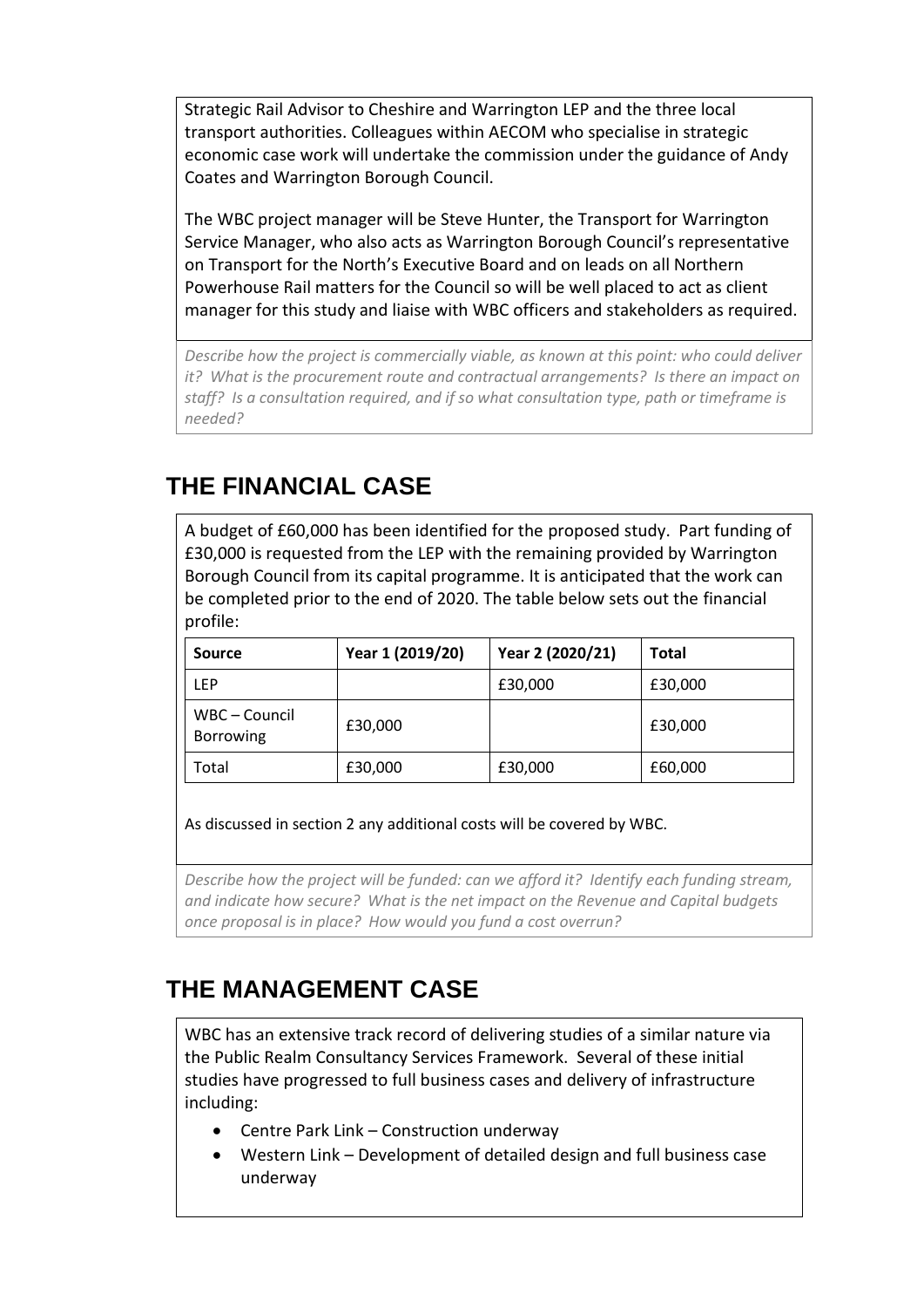Strategic Rail Advisor to Cheshire and Warrington LEP and the three local transport authorities. Colleagues within AECOM who specialise in strategic economic case work will undertake the commission under the guidance of Andy Coates and Warrington Borough Council.

The WBC project manager will be Steve Hunter, the Transport for Warrington Service Manager, who also acts as Warrington Borough Council's representative on Transport for the North's Executive Board and on leads on all Northern Powerhouse Rail matters for the Council so will be well placed to act as client manager for this study and liaise with WBC officers and stakeholders as required.

*Describe how the project is commercially viable, as known at this point: who could deliver it? What is the procurement route and contractual arrangements? Is there an impact on staff? Is a consultation required, and if so what consultation type, path or timeframe is needed?*

## THE FINANCIAL CASE

A budget of £60,000 has been identified for the proposed study. Part funding of £30,000 is requested from the LEP with the remaining provided by Warrington Borough Council from its capital programme. It is anticipated that the work can be completed prior to the end of 2020. The table below sets out the financial profile:

| Source | Year 1 (2019/20) | Year 2 (2020/21) | Total |
|---|---|---|---|
| LEP | | £30,000 | £30,000 |
| WBC – Council Borrowing | £30,000 | | £30,000 |
| Total | £30,000 | £30,000 | £60,000 |

As discussed in section 2 any additional costs will be covered by WBC.

*Describe how the project will be funded: can we afford it? Identify each funding stream, and indicate how secure? What is the net impact on the Revenue and Capital budgets once proposal is in place? How would you fund a cost overrun?*

## THE MANAGEMENT CASE

WBC has an extensive track record of delivering studies of a similar nature via the Public Realm Consultancy Services Framework. Several of these initial studies have progressed to full business cases and delivery of infrastructure including:

- Centre Park Link – Construction underway
- Western Link – Development of detailed design and full business case underway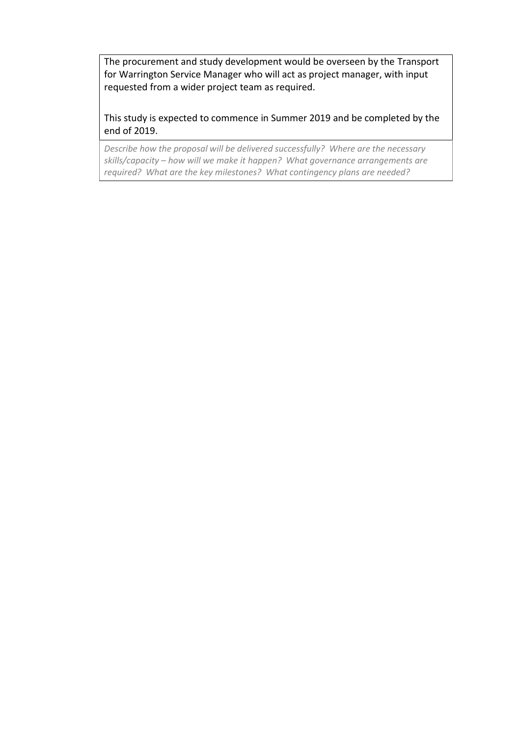The procurement and study development would be overseen by the Transport for Warrington Service Manager who will act as project manager, with input requested from a wider project team as required.

This study is expected to commence in Summer 2019 and be completed by the end of 2019.

*Describe how the proposal will be delivered successfully? Where are the necessary skills/capacity – how will we make it happen? What governance arrangements are required? What are the key milestones? What contingency plans are needed?*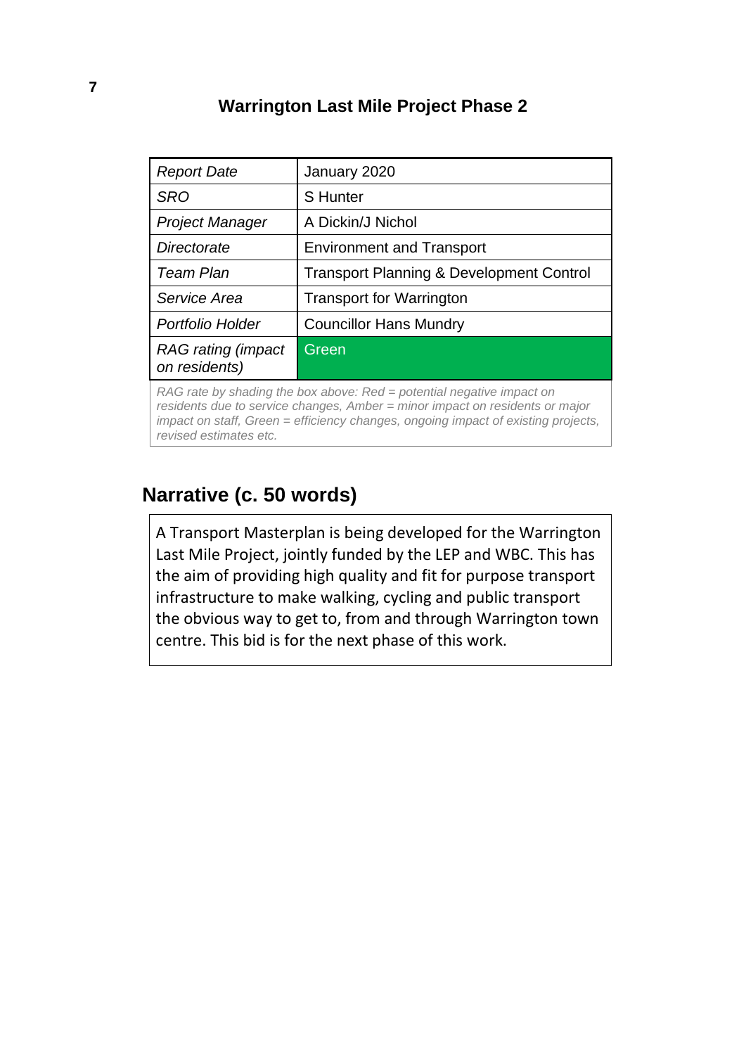7

## Warrington Last Mile Project Phase 2

| *Report Date* | January 2020 |
|---|---|
| *SRO* | S Hunter |
| *Project Manager* | A Dickin/J Nichol |
| *Directorate* | Environment and Transport |
| *Team Plan* | Transport Planning & Development Control |
| *Service Area* | Transport for Warrington |
| *Portfolio Holder* | Councillor Hans Mundry |
| *RAG rating (impact on residents)* | Green |
| *RAG rate by shading the box above: Red = potential negative impact on residents due to service changes, Amber = minor impact on residents or major impact on staff, Green = efficiency changes, ongoing impact of existing projects, revised estimates etc.* | |

## Narrative (c. 50 words)

A Transport Masterplan is being developed for the Warrington Last Mile Project, jointly funded by the LEP and WBC. This has the aim of providing high quality and fit for purpose transport infrastructure to make walking, cycling and public transport the obvious way to get to, from and through Warrington town centre. This bid is for the next phase of this work.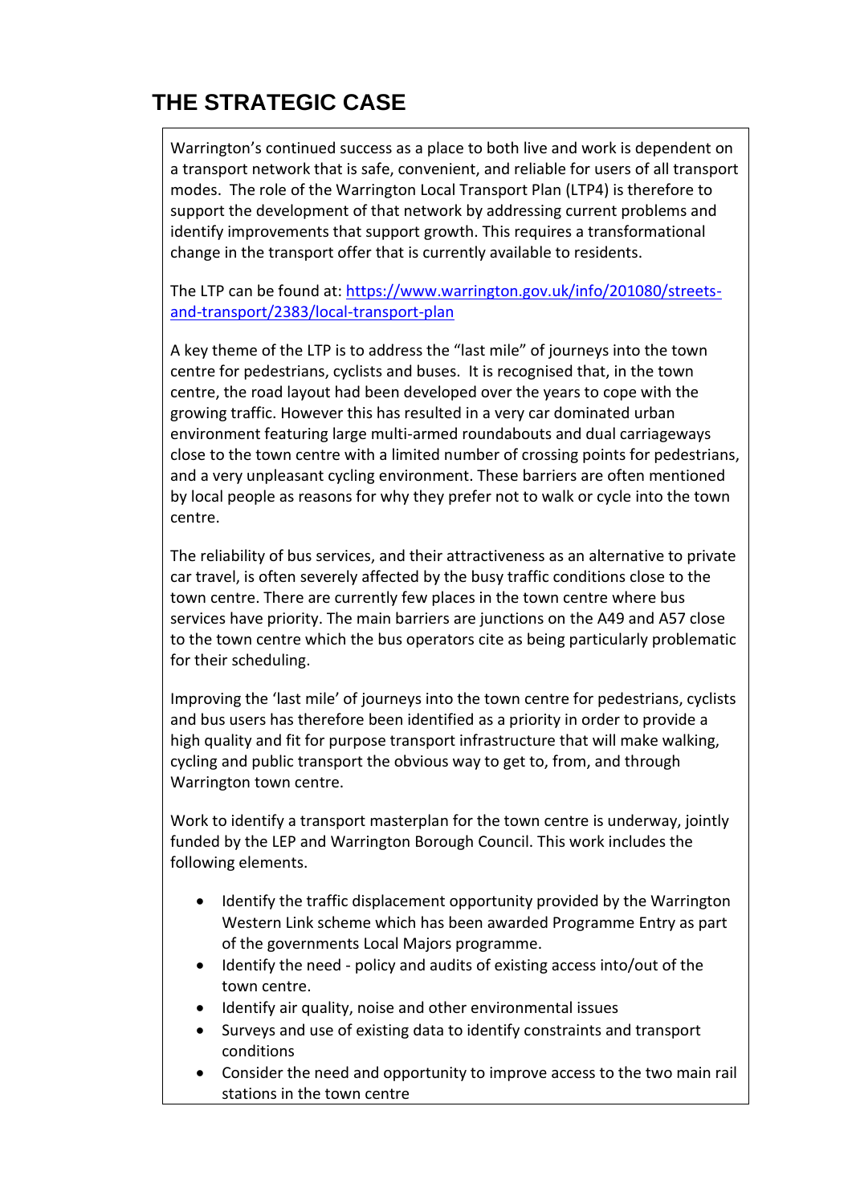# THE STRATEGIC CASE

Warrington's continued success as a place to both live and work is dependent on a transport network that is safe, convenient, and reliable for users of all transport modes. The role of the Warrington Local Transport Plan (LTP4) is therefore to support the development of that network by addressing current problems and identify improvements that support growth. This requires a transformational change in the transport offer that is currently available to residents.

The LTP can be found at: [https://www.warrington.gov.uk/info/201080/streets-and-transport/2383/local-transport-plan](https://www.warrington.gov.uk/info/201080/streets-and-transport/2383/local-transport-plan)

A key theme of the LTP is to address the "last mile" of journeys into the town centre for pedestrians, cyclists and buses. It is recognised that, in the town centre, the road layout had been developed over the years to cope with the growing traffic. However this has resulted in a very car dominated urban environment featuring large multi-armed roundabouts and dual carriageways close to the town centre with a limited number of crossing points for pedestrians, and a very unpleasant cycling environment. These barriers are often mentioned by local people as reasons for why they prefer not to walk or cycle into the town centre.

The reliability of bus services, and their attractiveness as an alternative to private car travel, is often severely affected by the busy traffic conditions close to the town centre. There are currently few places in the town centre where bus services have priority. The main barriers are junctions on the A49 and A57 close to the town centre which the bus operators cite as being particularly problematic for their scheduling.

Improving the 'last mile' of journeys into the town centre for pedestrians, cyclists and bus users has therefore been identified as a priority in order to provide a high quality and fit for purpose transport infrastructure that will make walking, cycling and public transport the obvious way to get to, from, and through Warrington town centre.

Work to identify a transport masterplan for the town centre is underway, jointly funded by the LEP and Warrington Borough Council. This work includes the following elements.

- Identify the traffic displacement opportunity provided by the Warrington Western Link scheme which has been awarded Programme Entry as part of the governments Local Majors programme.
- Identify the need - policy and audits of existing access into/out of the town centre.
- Identify air quality, noise and other environmental issues
- Surveys and use of existing data to identify constraints and transport conditions
- Consider the need and opportunity to improve access to the two main rail stations in the town centre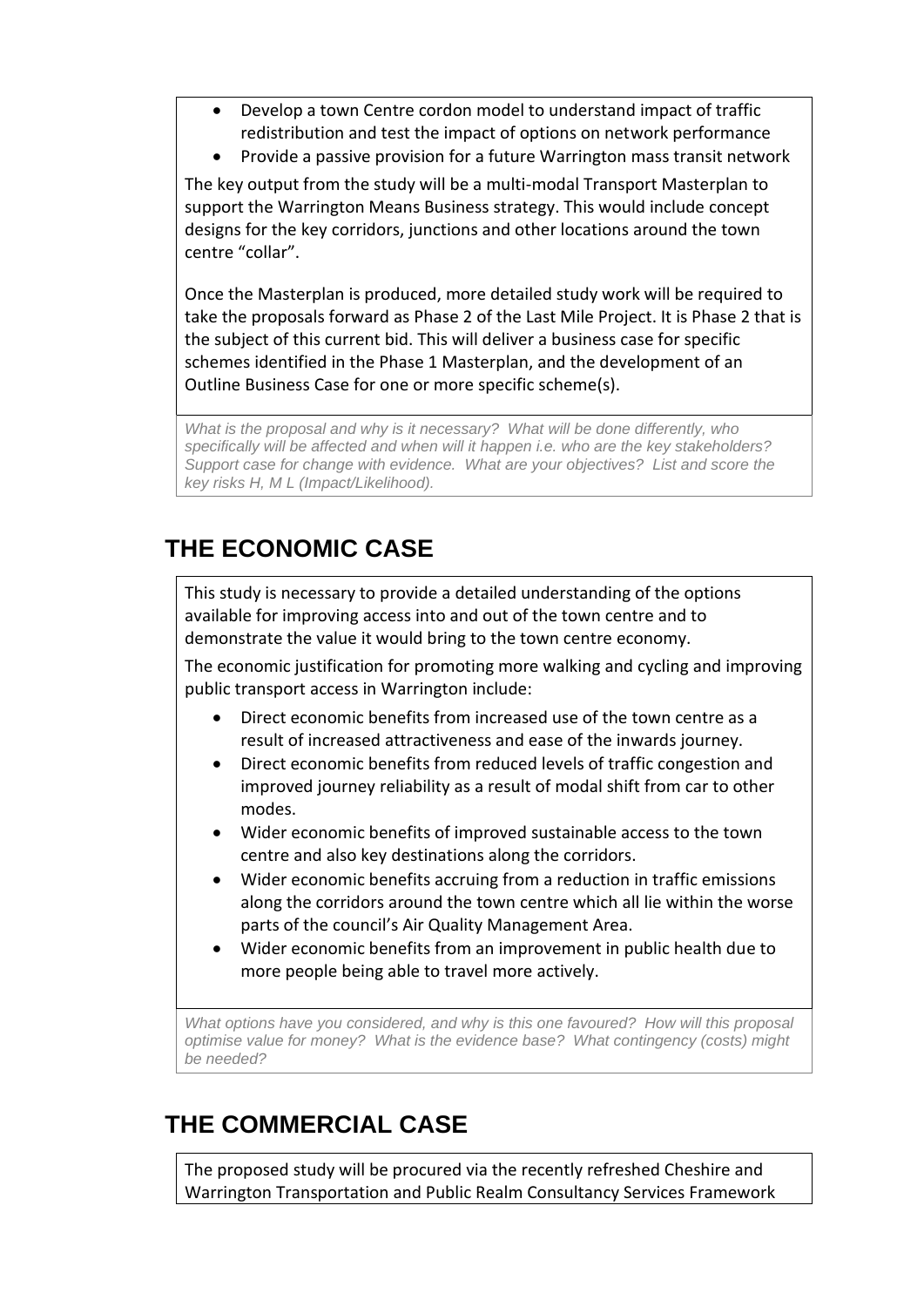- Develop a town Centre cordon model to understand impact of traffic redistribution and test the impact of options on network performance
- Provide a passive provision for a future Warrington mass transit network

The key output from the study will be a multi-modal Transport Masterplan to support the Warrington Means Business strategy. This would include concept designs for the key corridors, junctions and other locations around the town centre "collar".

Once the Masterplan is produced, more detailed study work will be required to take the proposals forward as Phase 2 of the Last Mile Project. It is Phase 2 that is the subject of this current bid. This will deliver a business case for specific schemes identified in the Phase 1 Masterplan, and the development of an Outline Business Case for one or more specific scheme(s).

*What is the proposal and why is it necessary? What will be done differently, who specifically will be affected and when will it happen i.e. who are the key stakeholders? Support case for change with evidence. What are your objectives? List and score the key risks H, M L (Impact/Likelihood).*

## THE ECONOMIC CASE

This study is necessary to provide a detailed understanding of the options available for improving access into and out of the town centre and to demonstrate the value it would bring to the town centre economy.

The economic justification for promoting more walking and cycling and improving public transport access in Warrington include:

- Direct economic benefits from increased use of the town centre as a result of increased attractiveness and ease of the inwards journey.
- Direct economic benefits from reduced levels of traffic congestion and improved journey reliability as a result of modal shift from car to other modes.
- Wider economic benefits of improved sustainable access to the town centre and also key destinations along the corridors.
- Wider economic benefits accruing from a reduction in traffic emissions along the corridors around the town centre which all lie within the worse parts of the council's Air Quality Management Area.
- Wider economic benefits from an improvement in public health due to more people being able to travel more actively.

*What options have you considered, and why is this one favoured? How will this proposal optimise value for money? What is the evidence base? What contingency (costs) might be needed?*

## THE COMMERCIAL CASE

The proposed study will be procured via the recently refreshed Cheshire and Warrington Transportation and Public Realm Consultancy Services Framework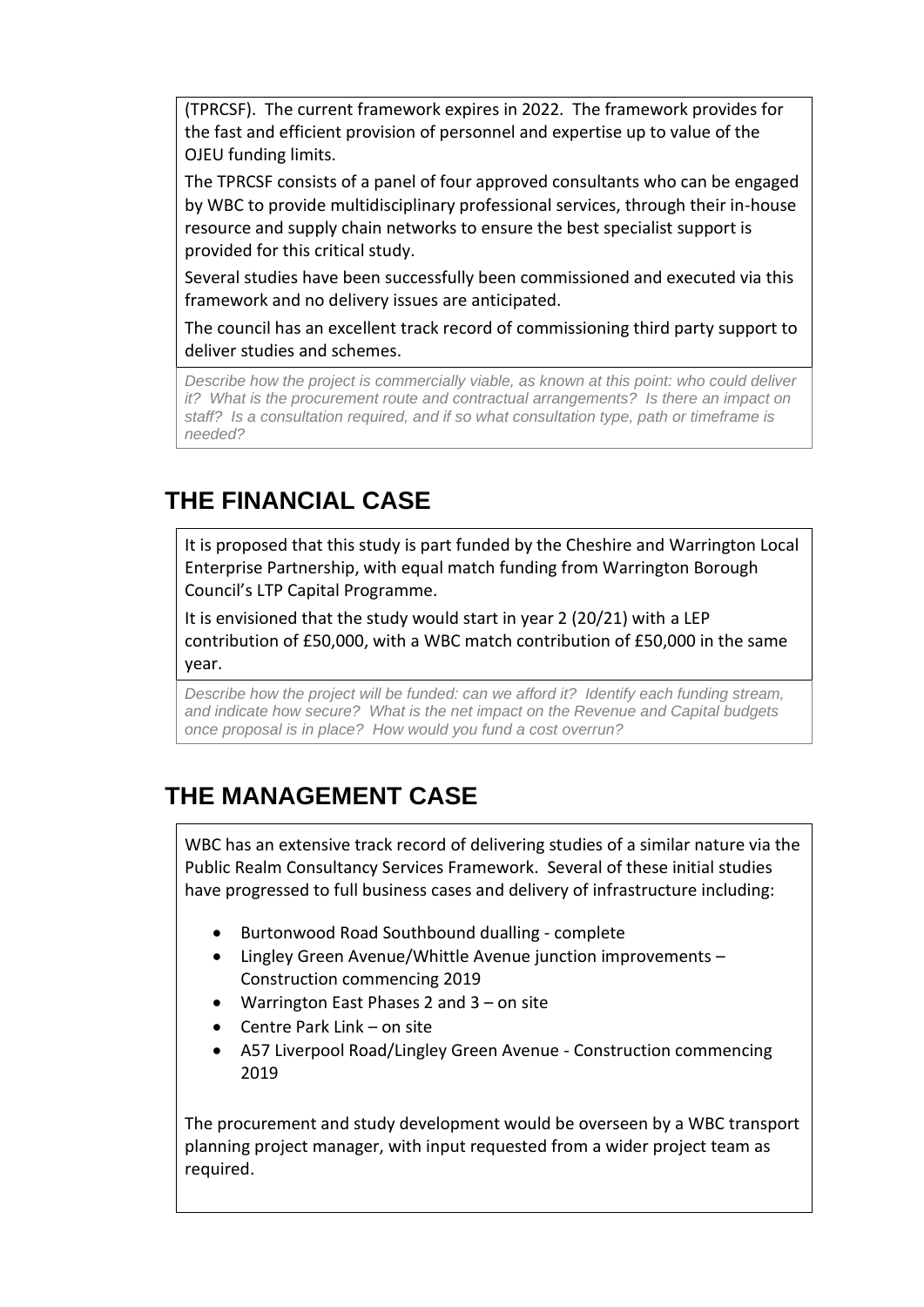(TPRCSF). The current framework expires in 2022. The framework provides for the fast and efficient provision of personnel and expertise up to value of the OJEU funding limits.

The TPRCSF consists of a panel of four approved consultants who can be engaged by WBC to provide multidisciplinary professional services, through their in-house resource and supply chain networks to ensure the best specialist support is provided for this critical study.

Several studies have been successfully been commissioned and executed via this framework and no delivery issues are anticipated.

The council has an excellent track record of commissioning third party support to deliver studies and schemes.

*Describe how the project is commercially viable, as known at this point: who could deliver it? What is the procurement route and contractual arrangements? Is there an impact on staff? Is a consultation required, and if so what consultation type, path or timeframe is needed?*

## THE FINANCIAL CASE

It is proposed that this study is part funded by the Cheshire and Warrington Local Enterprise Partnership, with equal match funding from Warrington Borough Council's LTP Capital Programme.

It is envisioned that the study would start in year 2 (20/21) with a LEP contribution of £50,000, with a WBC match contribution of £50,000 in the same year.

*Describe how the project will be funded: can we afford it? Identify each funding stream, and indicate how secure? What is the net impact on the Revenue and Capital budgets once proposal is in place? How would you fund a cost overrun?*

## THE MANAGEMENT CASE

WBC has an extensive track record of delivering studies of a similar nature via the Public Realm Consultancy Services Framework. Several of these initial studies have progressed to full business cases and delivery of infrastructure including:

- Burtonwood Road Southbound dualling - complete
- Lingley Green Avenue/Whittle Avenue junction improvements – Construction commencing 2019
- Warrington East Phases 2 and 3 – on site
- Centre Park Link – on site
- A57 Liverpool Road/Lingley Green Avenue - Construction commencing 2019

The procurement and study development would be overseen by a WBC transport planning project manager, with input requested from a wider project team as required.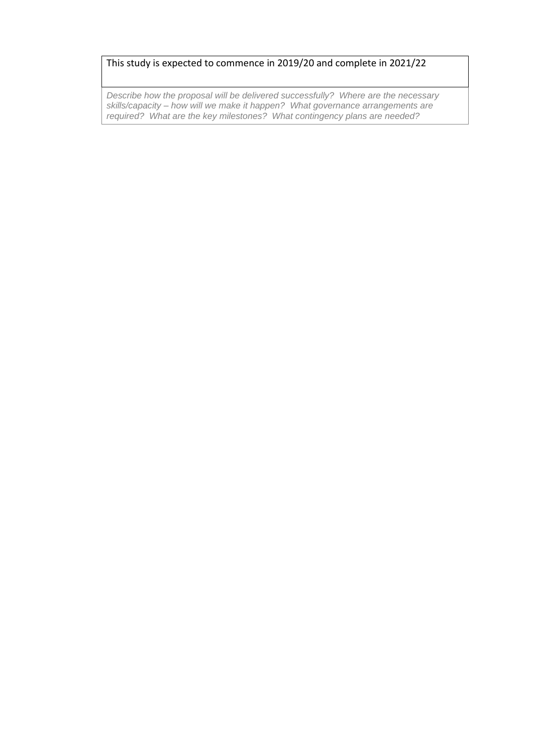This study is expected to commence in 2019/20 and complete in 2021/22

*Describe how the proposal will be delivered successfully? Where are the necessary skills/capacity – how will we make it happen? What governance arrangements are required? What are the key milestones? What contingency plans are needed?*